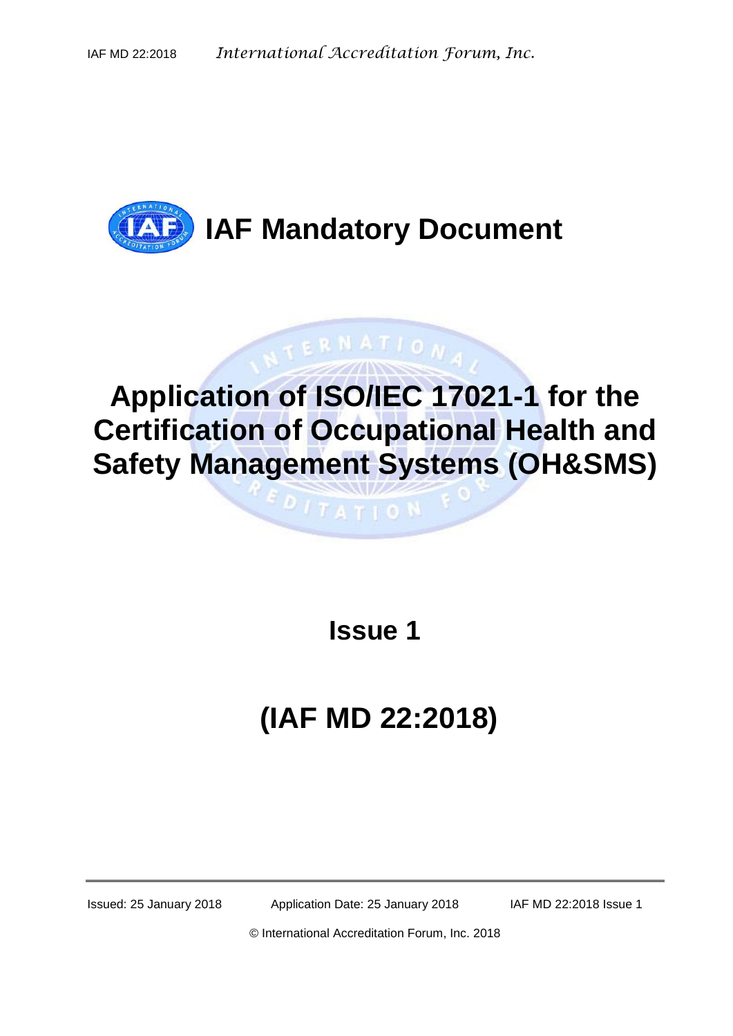# IAF Mandatory Document

# Application of ISO/IEC 17021-1 for the Certification of Occupational Health and Safety Management Systems (OH&SMS)

## Issue 1

## (IAF MD 22:2018)

Issued: 25 January 2018 Application Date: 25 January 2018 IAF MD 22:2018 Issue 1

© International Accreditation Forum, Inc. 2018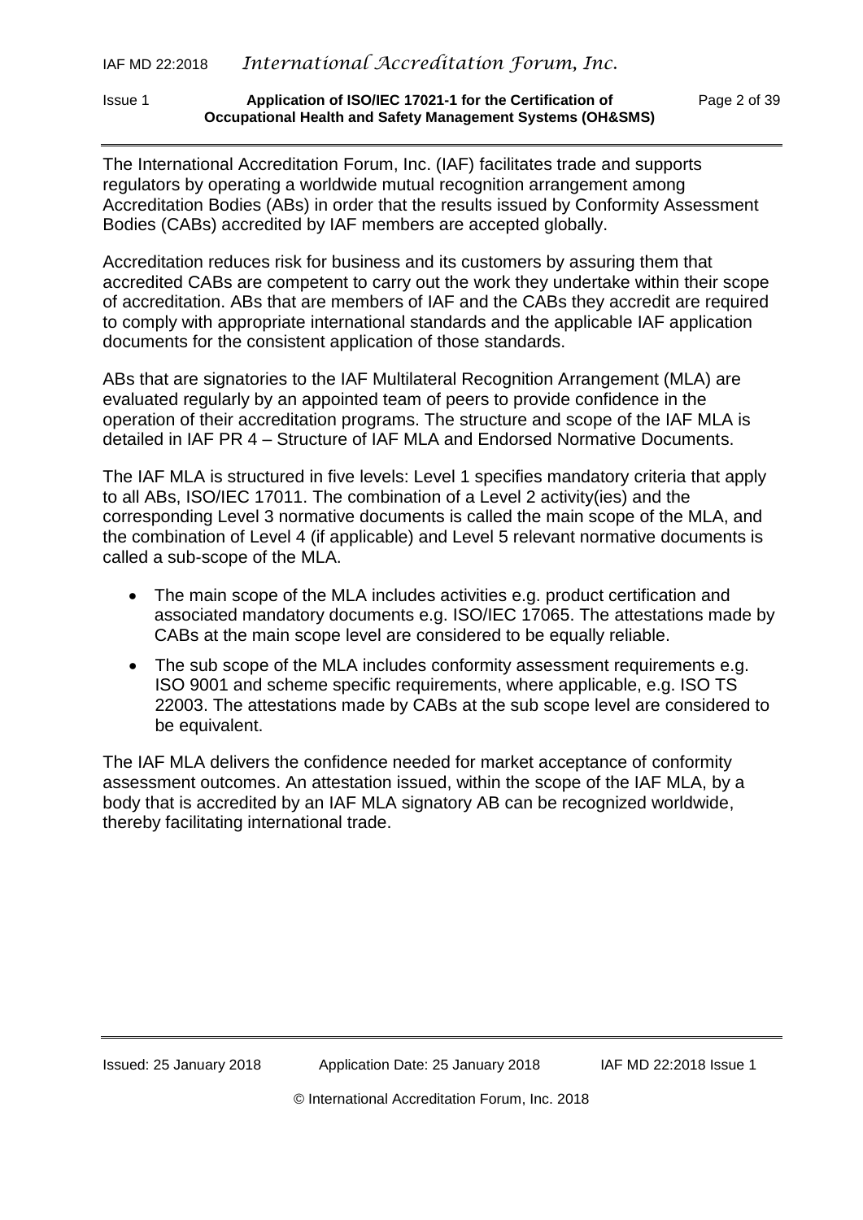The International Accreditation Forum, Inc. (IAF) facilitates trade and supports regulators by operating a worldwide mutual recognition arrangement among Accreditation Bodies (ABs) in order that the results issued by Conformity Assessment Bodies (CABs) accredited by IAF members are accepted globally.

Accreditation reduces risk for business and its customers by assuring them that accredited CABs are competent to carry out the work they undertake within their scope of accreditation. ABs that are members of IAF and the CABs they accredit are required to comply with appropriate international standards and the applicable IAF application documents for the consistent application of those standards.

ABs that are signatories to the IAF Multilateral Recognition Arrangement (MLA) are evaluated regularly by an appointed team of peers to provide confidence in the operation of their accreditation programs. The structure and scope of the IAF MLA is detailed in IAF PR 4 – Structure of IAF MLA and Endorsed Normative Documents.

The IAF MLA is structured in five levels: Level 1 specifies mandatory criteria that apply to all ABs, ISO/IEC 17011. The combination of a Level 2 activity(ies) and the corresponding Level 3 normative documents is called the main scope of the MLA, and the combination of Level 4 (if applicable) and Level 5 relevant normative documents is called a sub-scope of the MLA.

- The main scope of the MLA includes activities e.g. product certification and associated mandatory documents e.g. ISO/IEC 17065. The attestations made by CABs at the main scope level are considered to be equally reliable.
- The sub scope of the MLA includes conformity assessment requirements e.g. ISO 9001 and scheme specific requirements, where applicable, e.g. ISO TS 22003. The attestations made by CABs at the sub scope level are considered to be equivalent.

The IAF MLA delivers the confidence needed for market acceptance of conformity assessment outcomes. An attestation issued, within the scope of the IAF MLA, by a body that is accredited by an IAF MLA signatory AB can be recognized worldwide, thereby facilitating international trade.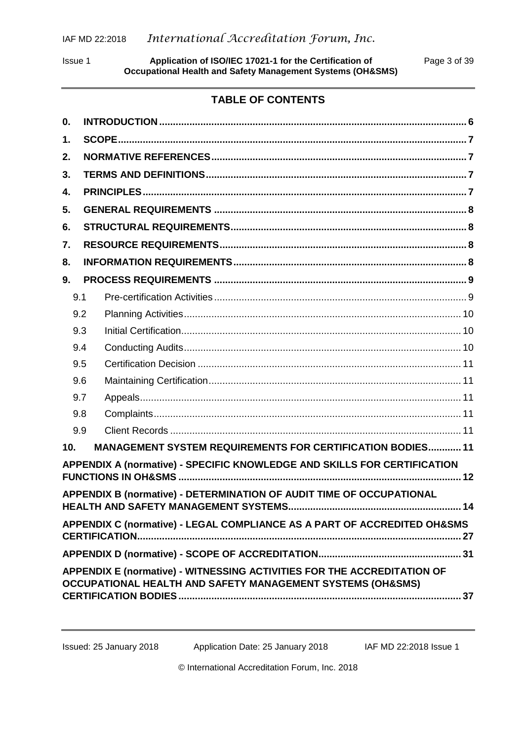## TABLE OF CONTENTS

| | | |
|---|---|---|
| **0.** | **INTRODUCTION** | **6** |
| **1.** | **SCOPE** | **7** |
| **2.** | **NORMATIVE REFERENCES** | **7** |
| **3.** | **TERMS AND DEFINITIONS** | **7** |
| **4.** | **PRINCIPLES** | **7** |
| **5.** | **GENERAL REQUIREMENTS** | **8** |
| **6.** | **STRUCTURAL REQUIREMENTS** | **8** |
| **7.** | **RESOURCE REQUIREMENTS** | **8** |
| **8.** | **INFORMATION REQUIREMENTS** | **8** |
| **9.** | **PROCESS REQUIREMENTS** | **9** |
| 9.1 | Pre-certification Activities | 9 |
| 9.2 | Planning Activities | 10 |
| 9.3 | Initial Certification | 10 |
| 9.4 | Conducting Audits | 10 |
| 9.5 | Certification Decision | 11 |
| 9.6 | Maintaining Certification | 11 |
| 9.7 | Appeals | 11 |
| 9.8 | Complaints | 11 |
| 9.9 | Client Records | 11 |
| **10.** | **MANAGEMENT SYSTEM REQUIREMENTS FOR CERTIFICATION BODIES** | **11** |
| | **APPENDIX A (normative) - SPECIFIC KNOWLEDGE AND SKILLS FOR CERTIFICATION FUNCTIONS IN OH&SMS** | **12** |
| | **APPENDIX B (normative) - DETERMINATION OF AUDIT TIME OF OCCUPATIONAL HEALTH AND SAFETY MANAGEMENT SYSTEMS** | **14** |
| | **APPENDIX C (normative) - LEGAL COMPLIANCE AS A PART OF ACCREDITED OH&SMS CERTIFICATION** | **27** |
| | **APPENDIX D (normative) - SCOPE OF ACCREDITATION** | **31** |
| | **APPENDIX E (normative) - WITNESSING ACTIVITIES FOR THE ACCREDITATION OF OCCUPATIONAL HEALTH AND SAFETY MANAGEMENT SYSTEMS (OH&SMS) CERTIFICATION BODIES** | **37** |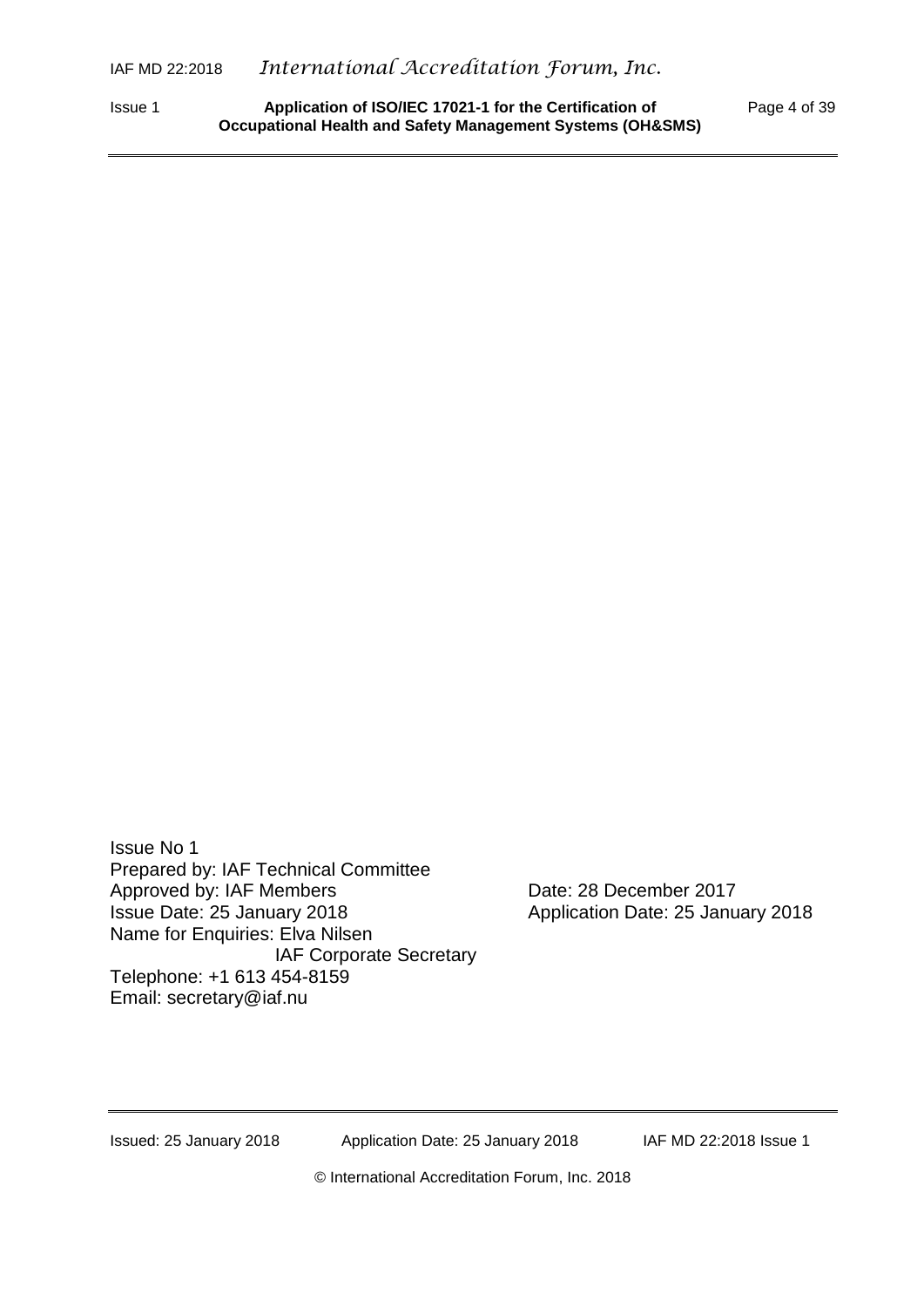Issue No 1
Prepared by: IAF Technical Committee
Approved by: IAF Members　　　　Date: 28 December 2017
Issue Date: 25 January 2018　　　　Application Date: 25 January 2018
Name for Enquiries: Elva Nilsen
IAF Corporate Secretary
Telephone: +1 613 454-8159
Email: secretary@iaf.nu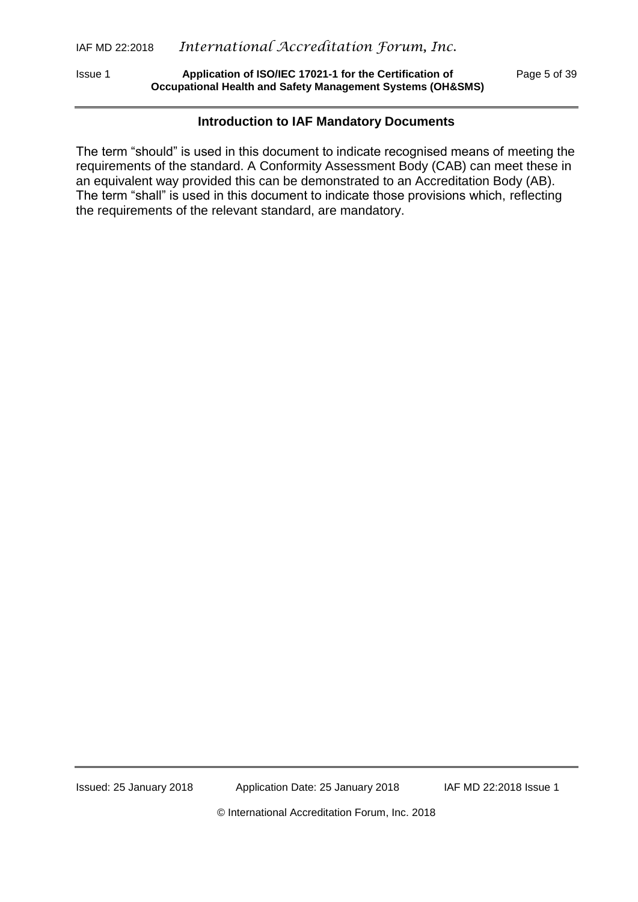## Introduction to IAF Mandatory Documents

The term "should" is used in this document to indicate recognised means of meeting the requirements of the standard. A Conformity Assessment Body (CAB) can meet these in an equivalent way provided this can be demonstrated to an Accreditation Body (AB). The term "shall" is used in this document to indicate those provisions which, reflecting the requirements of the relevant standard, are mandatory.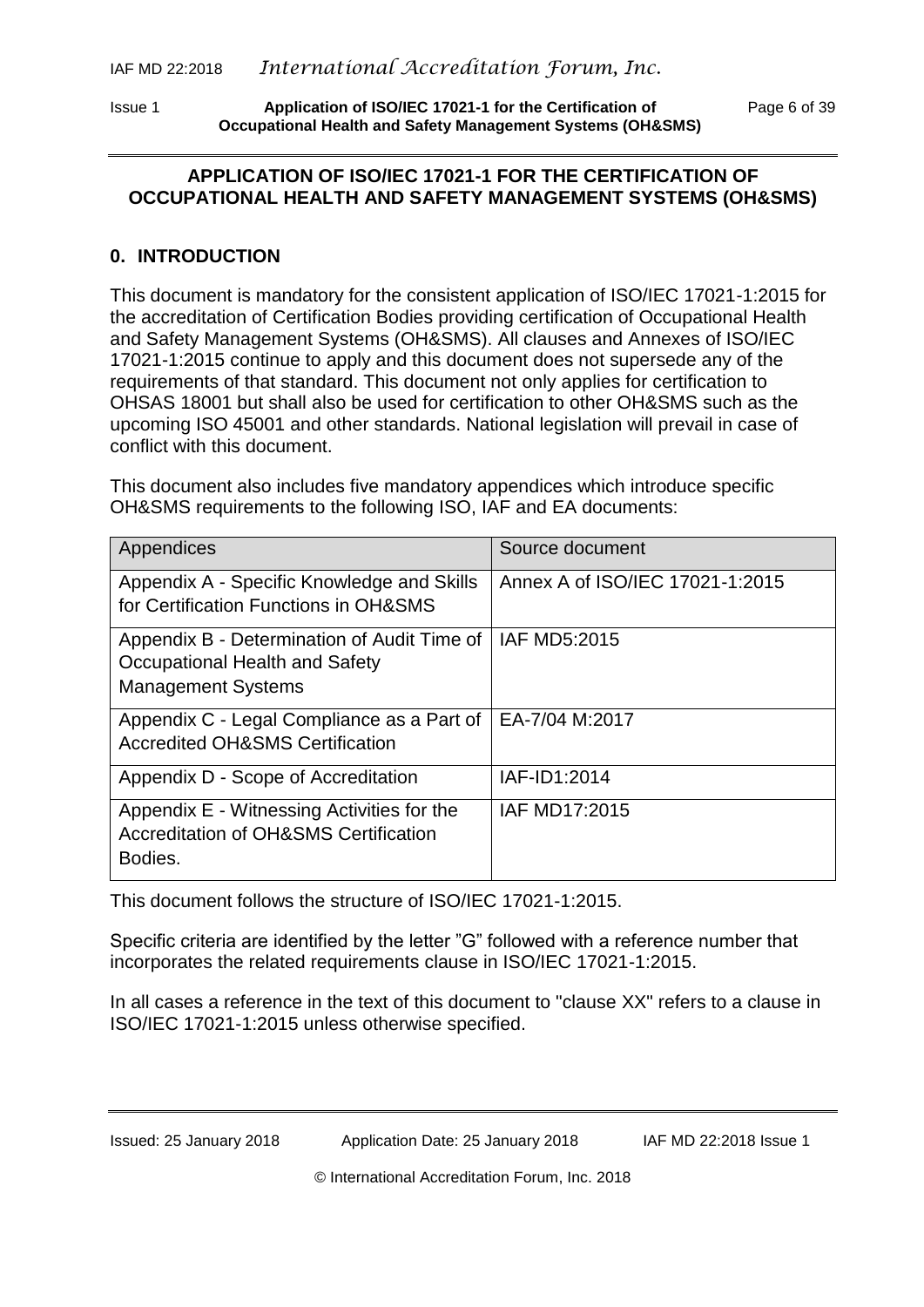## APPLICATION OF ISO/IEC 17021-1 FOR THE CERTIFICATION OF OCCUPATIONAL HEALTH AND SAFETY MANAGEMENT SYSTEMS (OH&SMS)

## 0. INTRODUCTION

This document is mandatory for the consistent application of ISO/IEC 17021-1:2015 for the accreditation of Certification Bodies providing certification of Occupational Health and Safety Management Systems (OH&SMS). All clauses and Annexes of ISO/IEC 17021-1:2015 continue to apply and this document does not supersede any of the requirements of that standard. This document not only applies for certification to OHSAS 18001 but shall also be used for certification to other OH&SMS such as the upcoming ISO 45001 and other standards. National legislation will prevail in case of conflict with this document.

This document also includes five mandatory appendices which introduce specific OH&SMS requirements to the following ISO, IAF and EA documents:

| Appendices | Source document |
| --- | --- |
| Appendix A - Specific Knowledge and Skills for Certification Functions in OH&SMS | Annex A of ISO/IEC 17021-1:2015 |
| Appendix B - Determination of Audit Time of Occupational Health and Safety Management Systems | IAF MD5:2015 |
| Appendix C - Legal Compliance as a Part of Accredited OH&SMS Certification | EA-7/04 M:2017 |
| Appendix D - Scope of Accreditation | IAF-ID1:2014 |
| Appendix E - Witnessing Activities for the Accreditation of OH&SMS Certification Bodies. | IAF MD17:2015 |

This document follows the structure of ISO/IEC 17021-1:2015.

Specific criteria are identified by the letter "G" followed with a reference number that incorporates the related requirements clause in ISO/IEC 17021-1:2015.

In all cases a reference in the text of this document to "clause XX" refers to a clause in ISO/IEC 17021-1:2015 unless otherwise specified.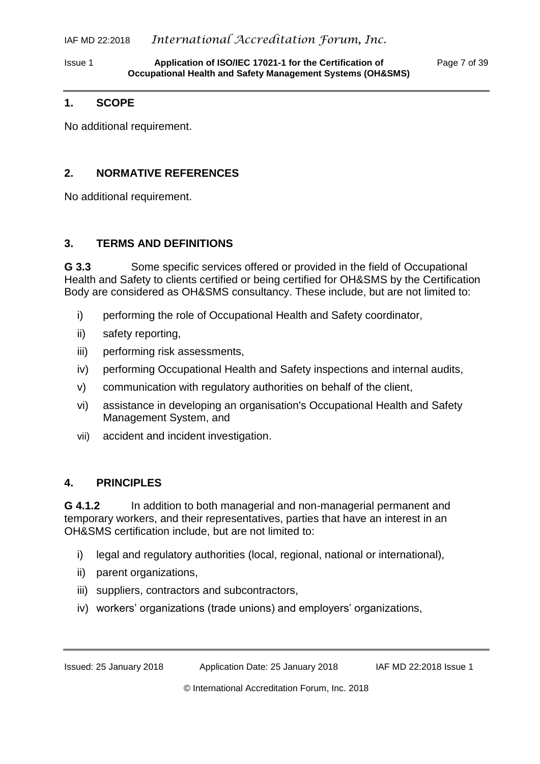## 1. SCOPE

No additional requirement.

## 2. NORMATIVE REFERENCES

No additional requirement.

## 3. TERMS AND DEFINITIONS

**G 3.3** Some specific services offered or provided in the field of Occupational Health and Safety to clients certified or being certified for OH&SMS by the Certification Body are considered as OH&SMS consultancy. These include, but are not limited to:

- i) performing the role of Occupational Health and Safety coordinator,
- ii) safety reporting,
- iii) performing risk assessments,
- iv) performing Occupational Health and Safety inspections and internal audits,
- v) communication with regulatory authorities on behalf of the client,
- vi) assistance in developing an organisation's Occupational Health and Safety Management System, and
- vii) accident and incident investigation.

## 4. PRINCIPLES

**G 4.1.2** In addition to both managerial and non-managerial permanent and temporary workers, and their representatives, parties that have an interest in an OH&SMS certification include, but are not limited to:

- i) legal and regulatory authorities (local, regional, national or international),
- ii) parent organizations,
- iii) suppliers, contractors and subcontractors,
- iv) workers' organizations (trade unions) and employers' organizations,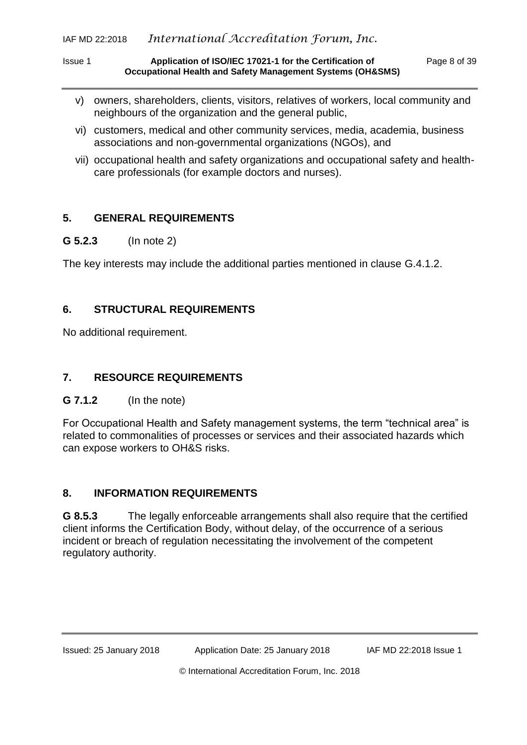v) owners, shareholders, clients, visitors, relatives of workers, local community and neighbours of the organization and the general public,

vi) customers, medical and other community services, media, academia, business associations and non-governmental organizations (NGOs), and

vii) occupational health and safety organizations and occupational safety and health-care professionals (for example doctors and nurses).

## 5. GENERAL REQUIREMENTS

**G 5.2.3** (In note 2)

The key interests may include the additional parties mentioned in clause G.4.1.2.

## 6. STRUCTURAL REQUIREMENTS

No additional requirement.

## 7. RESOURCE REQUIREMENTS

**G 7.1.2** (In the note)

For Occupational Health and Safety management systems, the term “technical area” is related to commonalities of processes or services and their associated hazards which can expose workers to OH&S risks.

## 8. INFORMATION REQUIREMENTS

**G 8.5.3** The legally enforceable arrangements shall also require that the certified client informs the Certification Body, without delay, of the occurrence of a serious incident or breach of regulation necessitating the involvement of the competent regulatory authority.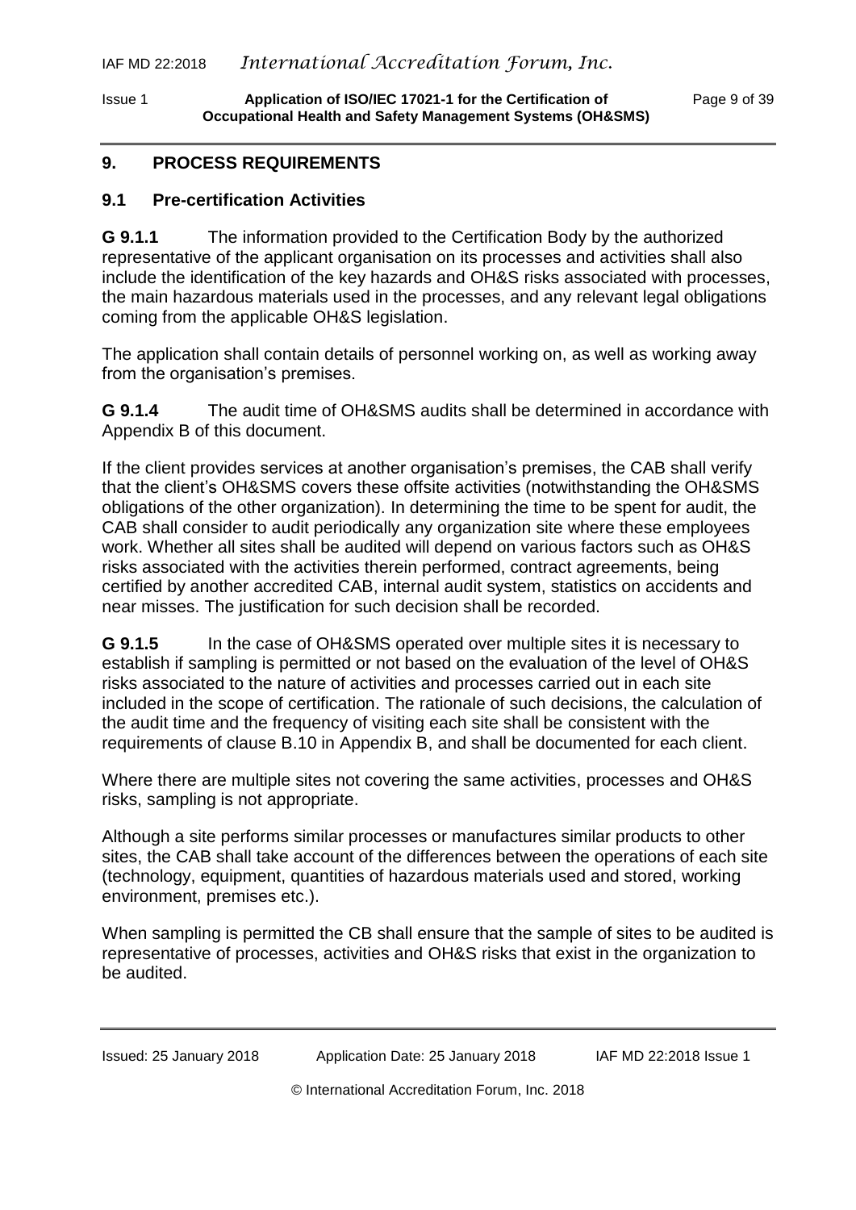## 9. PROCESS REQUIREMENTS

### 9.1 Pre-certification Activities

**G 9.1.1** The information provided to the Certification Body by the authorized representative of the applicant organisation on its processes and activities shall also include the identification of the key hazards and OH&S risks associated with processes, the main hazardous materials used in the processes, and any relevant legal obligations coming from the applicable OH&S legislation.

The application shall contain details of personnel working on, as well as working away from the organisation's premises.

**G 9.1.4** The audit time of OH&SMS audits shall be determined in accordance with Appendix B of this document.

If the client provides services at another organisation's premises, the CAB shall verify that the client's OH&SMS covers these offsite activities (notwithstanding the OH&SMS obligations of the other organization). In determining the time to be spent for audit, the CAB shall consider to audit periodically any organization site where these employees work. Whether all sites shall be audited will depend on various factors such as OH&S risks associated with the activities therein performed, contract agreements, being certified by another accredited CAB, internal audit system, statistics on accidents and near misses. The justification for such decision shall be recorded.

**G 9.1.5** In the case of OH&SMS operated over multiple sites it is necessary to establish if sampling is permitted or not based on the evaluation of the level of OH&S risks associated to the nature of activities and processes carried out in each site included in the scope of certification. The rationale of such decisions, the calculation of the audit time and the frequency of visiting each site shall be consistent with the requirements of clause B.10 in Appendix B, and shall be documented for each client.

Where there are multiple sites not covering the same activities, processes and OH&S risks, sampling is not appropriate.

Although a site performs similar processes or manufactures similar products to other sites, the CAB shall take account of the differences between the operations of each site (technology, equipment, quantities of hazardous materials used and stored, working environment, premises etc.).

When sampling is permitted the CB shall ensure that the sample of sites to be audited is representative of processes, activities and OH&S risks that exist in the organization to be audited.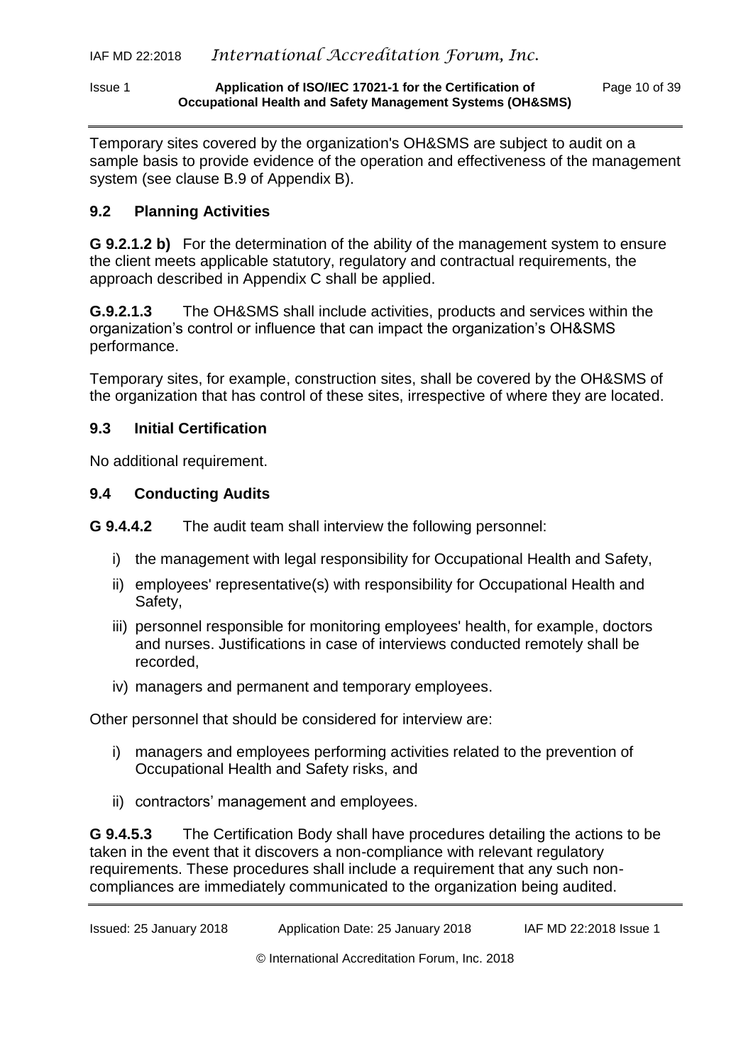Temporary sites covered by the organization's OH&SMS are subject to audit on a sample basis to provide evidence of the operation and effectiveness of the management system (see clause B.9 of Appendix B).

## 9.2 Planning Activities

**G 9.2.1.2 b)** For the determination of the ability of the management system to ensure the client meets applicable statutory, regulatory and contractual requirements, the approach described in Appendix C shall be applied.

**G.9.2.1.3** The OH&SMS shall include activities, products and services within the organization's control or influence that can impact the organization's OH&SMS performance.

Temporary sites, for example, construction sites, shall be covered by the OH&SMS of the organization that has control of these sites, irrespective of where they are located.

## 9.3 Initial Certification

No additional requirement.

## 9.4 Conducting Audits

**G 9.4.4.2** The audit team shall interview the following personnel:

i) the management with legal responsibility for Occupational Health and Safety,

ii) employees' representative(s) with responsibility for Occupational Health and Safety,

iii) personnel responsible for monitoring employees' health, for example, doctors and nurses. Justifications in case of interviews conducted remotely shall be recorded,

iv) managers and permanent and temporary employees.

Other personnel that should be considered for interview are:

i) managers and employees performing activities related to the prevention of Occupational Health and Safety risks, and

ii) contractors' management and employees.

**G 9.4.5.3** The Certification Body shall have procedures detailing the actions to be taken in the event that it discovers a non-compliance with relevant regulatory requirements. These procedures shall include a requirement that any such non-compliances are immediately communicated to the organization being audited.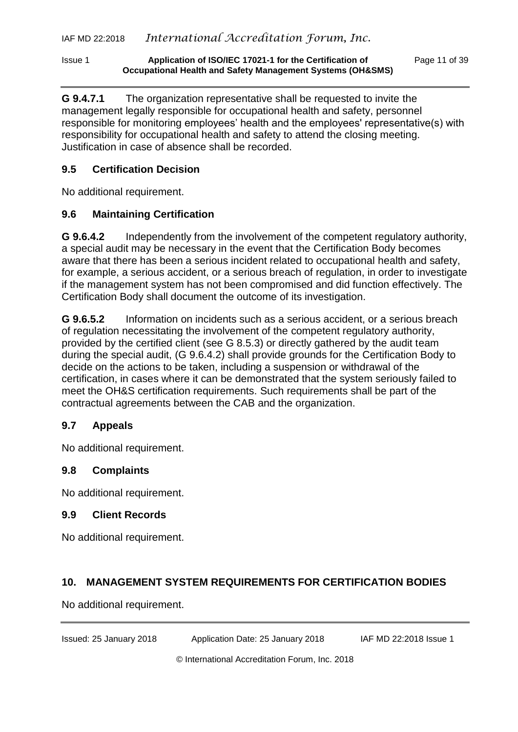**G 9.4.7.1** The organization representative shall be requested to invite the management legally responsible for occupational health and safety, personnel responsible for monitoring employees' health and the employees' representative(s) with responsibility for occupational health and safety to attend the closing meeting. Justification in case of absence shall be recorded.

## 9.5 Certification Decision

No additional requirement.

## 9.6 Maintaining Certification

**G 9.6.4.2** Independently from the involvement of the competent regulatory authority, a special audit may be necessary in the event that the Certification Body becomes aware that there has been a serious incident related to occupational health and safety, for example, a serious accident, or a serious breach of regulation, in order to investigate if the management system has not been compromised and did function effectively. The Certification Body shall document the outcome of its investigation.

**G 9.6.5.2** Information on incidents such as a serious accident, or a serious breach of regulation necessitating the involvement of the competent regulatory authority, provided by the certified client (see G 8.5.3) or directly gathered by the audit team during the special audit, (G 9.6.4.2) shall provide grounds for the Certification Body to decide on the actions to be taken, including a suspension or withdrawal of the certification, in cases where it can be demonstrated that the system seriously failed to meet the OH&S certification requirements. Such requirements shall be part of the contractual agreements between the CAB and the organization.

## 9.7 Appeals

No additional requirement.

## 9.8 Complaints

No additional requirement.

## 9.9 Client Records

No additional requirement.

# 10. MANAGEMENT SYSTEM REQUIREMENTS FOR CERTIFICATION BODIES

No additional requirement.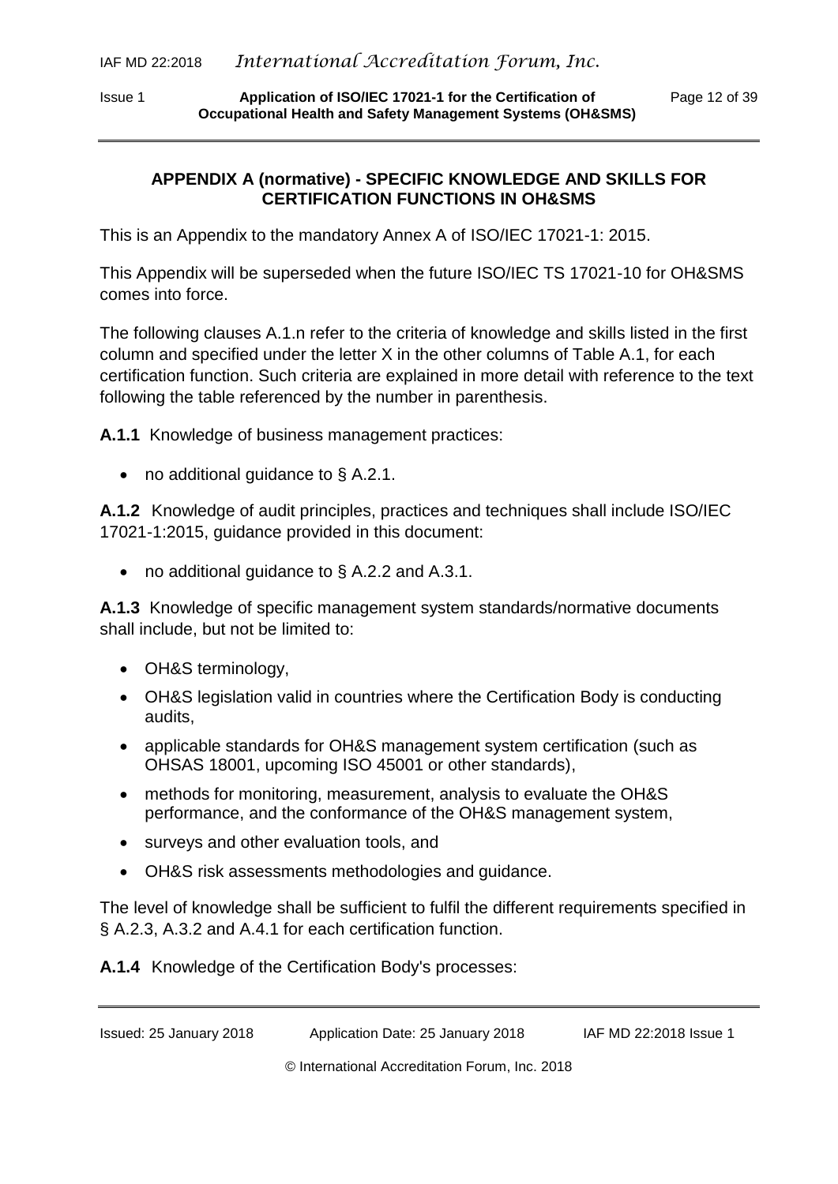## APPENDIX A (normative) - SPECIFIC KNOWLEDGE AND SKILLS FOR CERTIFICATION FUNCTIONS IN OH&SMS

This is an Appendix to the mandatory Annex A of ISO/IEC 17021-1: 2015.

This Appendix will be superseded when the future ISO/IEC TS 17021-10 for OH&SMS comes into force.

The following clauses A.1.n refer to the criteria of knowledge and skills listed in the first column and specified under the letter X in the other columns of Table A.1, for each certification function. Such criteria are explained in more detail with reference to the text following the table referenced by the number in parenthesis.

**A.1.1** Knowledge of business management practices:

- no additional guidance to § A.2.1.

**A.1.2** Knowledge of audit principles, practices and techniques shall include ISO/IEC 17021-1:2015, guidance provided in this document:

- no additional guidance to § A.2.2 and A.3.1.

**A.1.3** Knowledge of specific management system standards/normative documents shall include, but not be limited to:

- OH&S terminology,
- OH&S legislation valid in countries where the Certification Body is conducting audits,
- applicable standards for OH&S management system certification (such as OHSAS 18001, upcoming ISO 45001 or other standards),
- methods for monitoring, measurement, analysis to evaluate the OH&S performance, and the conformance of the OH&S management system,
- surveys and other evaluation tools, and
- OH&S risk assessments methodologies and guidance.

The level of knowledge shall be sufficient to fulfil the different requirements specified in § A.2.3, A.3.2 and A.4.1 for each certification function.

**A.1.4** Knowledge of the Certification Body's processes: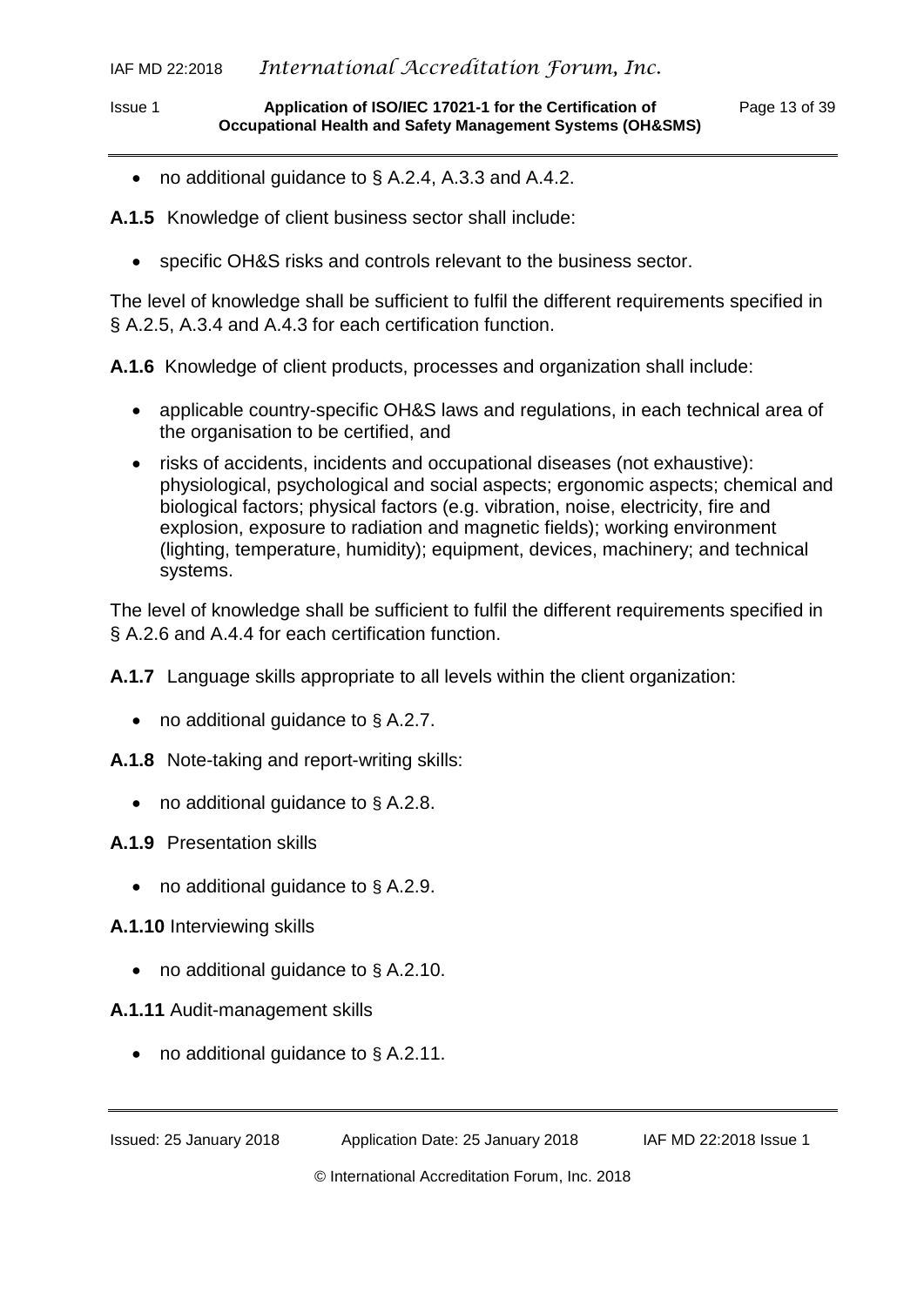- no additional guidance to § A.2.4, A.3.3 and A.4.2.

**A.1.5** Knowledge of client business sector shall include:

- specific OH&S risks and controls relevant to the business sector.

The level of knowledge shall be sufficient to fulfil the different requirements specified in § A.2.5, A.3.4 and A.4.3 for each certification function.

**A.1.6** Knowledge of client products, processes and organization shall include:

- applicable country-specific OH&S laws and regulations, in each technical area of the organisation to be certified, and
- risks of accidents, incidents and occupational diseases (not exhaustive): physiological, psychological and social aspects; ergonomic aspects; chemical and biological factors; physical factors (e.g. vibration, noise, electricity, fire and explosion, exposure to radiation and magnetic fields); working environment (lighting, temperature, humidity); equipment, devices, machinery; and technical systems.

The level of knowledge shall be sufficient to fulfil the different requirements specified in § A.2.6 and A.4.4 for each certification function.

**A.1.7** Language skills appropriate to all levels within the client organization:

- no additional guidance to § A.2.7.

**A.1.8** Note-taking and report-writing skills:

- no additional guidance to § A.2.8.

**A.1.9** Presentation skills

- no additional guidance to § A.2.9.

**A.1.10** Interviewing skills

- no additional guidance to § A.2.10.

**A.1.11** Audit-management skills

- no additional guidance to § A.2.11.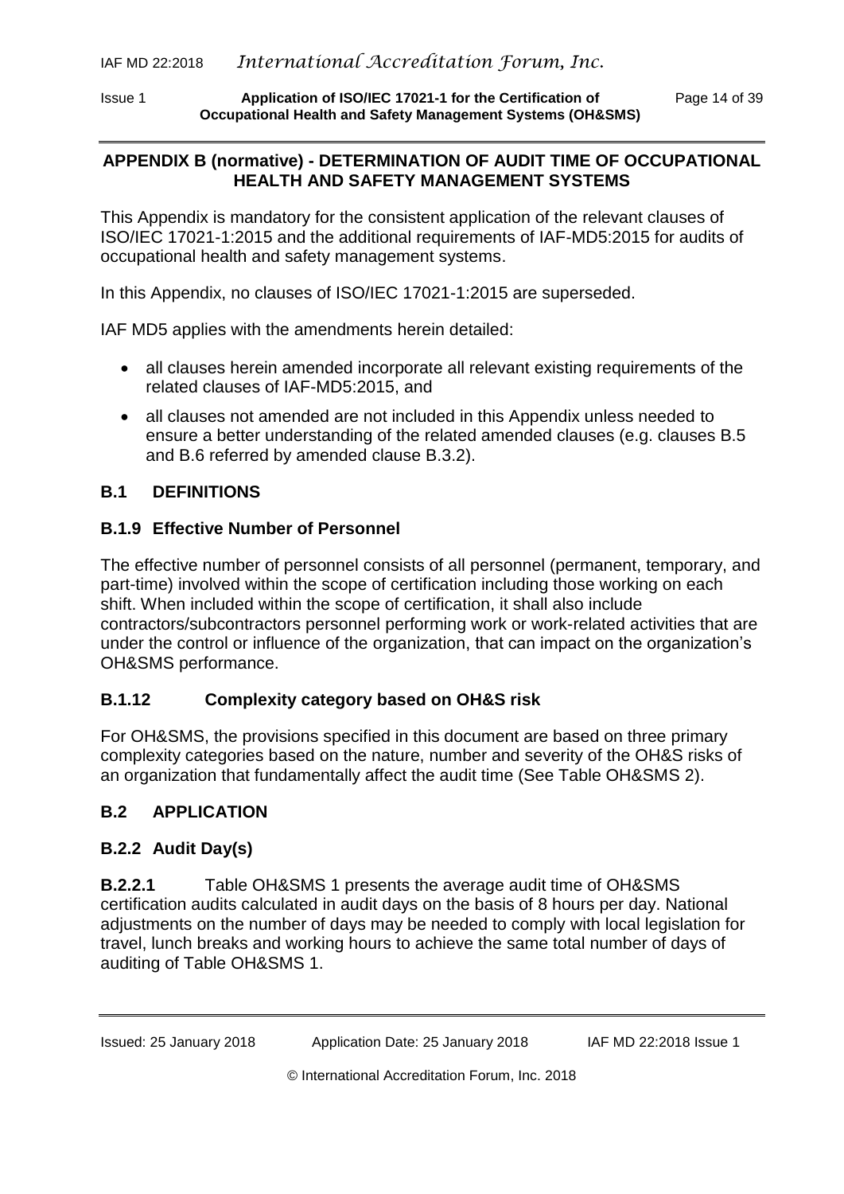## APPENDIX B (normative) - DETERMINATION OF AUDIT TIME OF OCCUPATIONAL HEALTH AND SAFETY MANAGEMENT SYSTEMS

This Appendix is mandatory for the consistent application of the relevant clauses of ISO/IEC 17021-1:2015 and the additional requirements of IAF-MD5:2015 for audits of occupational health and safety management systems.

In this Appendix, no clauses of ISO/IEC 17021-1:2015 are superseded.

IAF MD5 applies with the amendments herein detailed:

- all clauses herein amended incorporate all relevant existing requirements of the related clauses of IAF-MD5:2015, and
- all clauses not amended are not included in this Appendix unless needed to ensure a better understanding of the related amended clauses (e.g. clauses B.5 and B.6 referred by amended clause B.3.2).

### B.1 DEFINITIONS

#### B.1.9 Effective Number of Personnel

The effective number of personnel consists of all personnel (permanent, temporary, and part-time) involved within the scope of certification including those working on each shift. When included within the scope of certification, it shall also include contractors/subcontractors personnel performing work or work-related activities that are under the control or influence of the organization, that can impact on the organization's OH&SMS performance.

#### B.1.12 Complexity category based on OH&S risk

For OH&SMS, the provisions specified in this document are based on three primary complexity categories based on the nature, number and severity of the OH&S risks of an organization that fundamentally affect the audit time (See Table OH&SMS 2).

### B.2 APPLICATION

#### B.2.2 Audit Day(s)

**B.2.2.1** Table OH&SMS 1 presents the average audit time of OH&SMS certification audits calculated in audit days on the basis of 8 hours per day. National adjustments on the number of days may be needed to comply with local legislation for travel, lunch breaks and working hours to achieve the same total number of days of auditing of Table OH&SMS 1.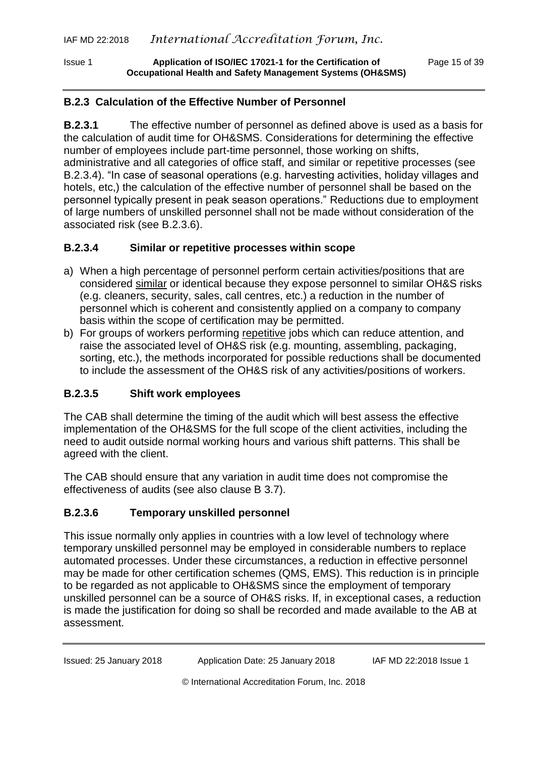### B.2.3 Calculation of the Effective Number of Personnel

**B.2.3.1** The effective number of personnel as defined above is used as a basis for the calculation of audit time for OH&SMS. Considerations for determining the effective number of employees include part-time personnel, those working on shifts, administrative and all categories of office staff, and similar or repetitive processes (see B.2.3.4). "In case of seasonal operations (e.g. harvesting activities, holiday villages and hotels, etc,) the calculation of the effective number of personnel shall be based on the personnel typically present in peak season operations." Reductions due to employment of large numbers of unskilled personnel shall not be made without consideration of the associated risk (see B.2.3.6).

### B.2.3.4 Similar or repetitive processes within scope

a) When a high percentage of personnel perform certain activities/positions that are considered similar or identical because they expose personnel to similar OH&S risks (e.g. cleaners, security, sales, call centres, etc.) a reduction in the number of personnel which is coherent and consistently applied on a company to company basis within the scope of certification may be permitted.
b) For groups of workers performing repetitive jobs which can reduce attention, and raise the associated level of OH&S risk (e.g. mounting, assembling, packaging, sorting, etc.), the methods incorporated for possible reductions shall be documented to include the assessment of the OH&S risk of any activities/positions of workers.

### B.2.3.5 Shift work employees

The CAB shall determine the timing of the audit which will best assess the effective implementation of the OH&SMS for the full scope of the client activities, including the need to audit outside normal working hours and various shift patterns. This shall be agreed with the client.

The CAB should ensure that any variation in audit time does not compromise the effectiveness of audits (see also clause B 3.7).

### B.2.3.6 Temporary unskilled personnel

This issue normally only applies in countries with a low level of technology where temporary unskilled personnel may be employed in considerable numbers to replace automated processes. Under these circumstances, a reduction in effective personnel may be made for other certification schemes (QMS, EMS). This reduction is in principle to be regarded as not applicable to OH&SMS since the employment of temporary unskilled personnel can be a source of OH&S risks. If, in exceptional cases, a reduction is made the justification for doing so shall be recorded and made available to the AB at assessment.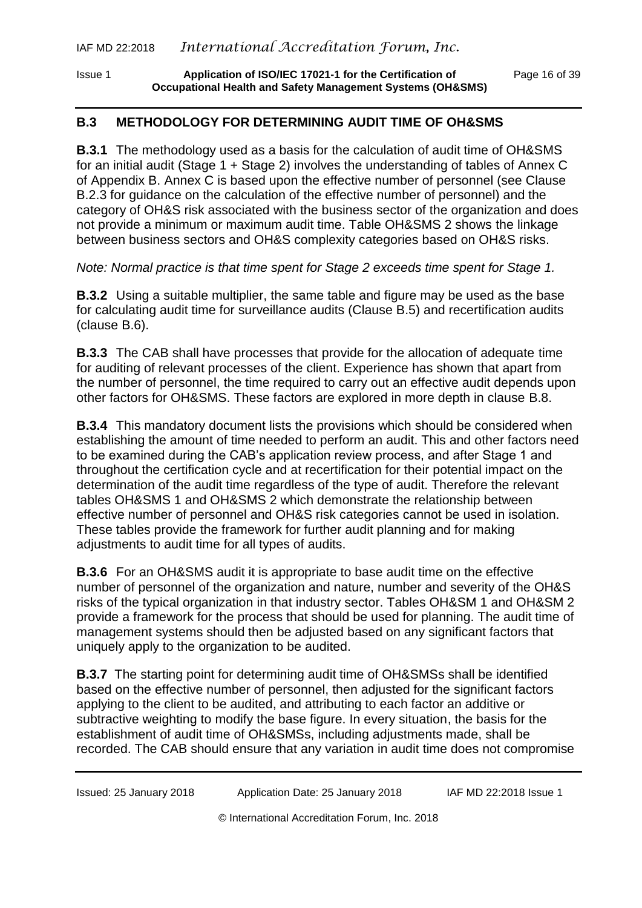## B.3 METHODOLOGY FOR DETERMINING AUDIT TIME OF OH&SMS

**B.3.1** The methodology used as a basis for the calculation of audit time of OH&SMS for an initial audit (Stage 1 + Stage 2) involves the understanding of tables of Annex C of Appendix B. Annex C is based upon the effective number of personnel (see Clause B.2.3 for guidance on the calculation of the effective number of personnel) and the category of OH&S risk associated with the business sector of the organization and does not provide a minimum or maximum audit time. Table OH&SMS 2 shows the linkage between business sectors and OH&S complexity categories based on OH&S risks.

*Note: Normal practice is that time spent for Stage 2 exceeds time spent for Stage 1.*

**B.3.2** Using a suitable multiplier, the same table and figure may be used as the base for calculating audit time for surveillance audits (Clause B.5) and recertification audits (clause B.6).

**B.3.3** The CAB shall have processes that provide for the allocation of adequate time for auditing of relevant processes of the client. Experience has shown that apart from the number of personnel, the time required to carry out an effective audit depends upon other factors for OH&SMS. These factors are explored in more depth in clause B.8.

**B.3.4** This mandatory document lists the provisions which should be considered when establishing the amount of time needed to perform an audit. This and other factors need to be examined during the CAB's application review process, and after Stage 1 and throughout the certification cycle and at recertification for their potential impact on the determination of the audit time regardless of the type of audit. Therefore the relevant tables OH&SMS 1 and OH&SMS 2 which demonstrate the relationship between effective number of personnel and OH&S risk categories cannot be used in isolation. These tables provide the framework for further audit planning and for making adjustments to audit time for all types of audits.

**B.3.6** For an OH&SMS audit it is appropriate to base audit time on the effective number of personnel of the organization and nature, number and severity of the OH&S risks of the typical organization in that industry sector. Tables OH&SM 1 and OH&SM 2 provide a framework for the process that should be used for planning. The audit time of management systems should then be adjusted based on any significant factors that uniquely apply to the organization to be audited.

**B.3.7** The starting point for determining audit time of OH&SMSs shall be identified based on the effective number of personnel, then adjusted for the significant factors applying to the client to be audited, and attributing to each factor an additive or subtractive weighting to modify the base figure. In every situation, the basis for the establishment of audit time of OH&SMSs, including adjustments made, shall be recorded. The CAB should ensure that any variation in audit time does not compromise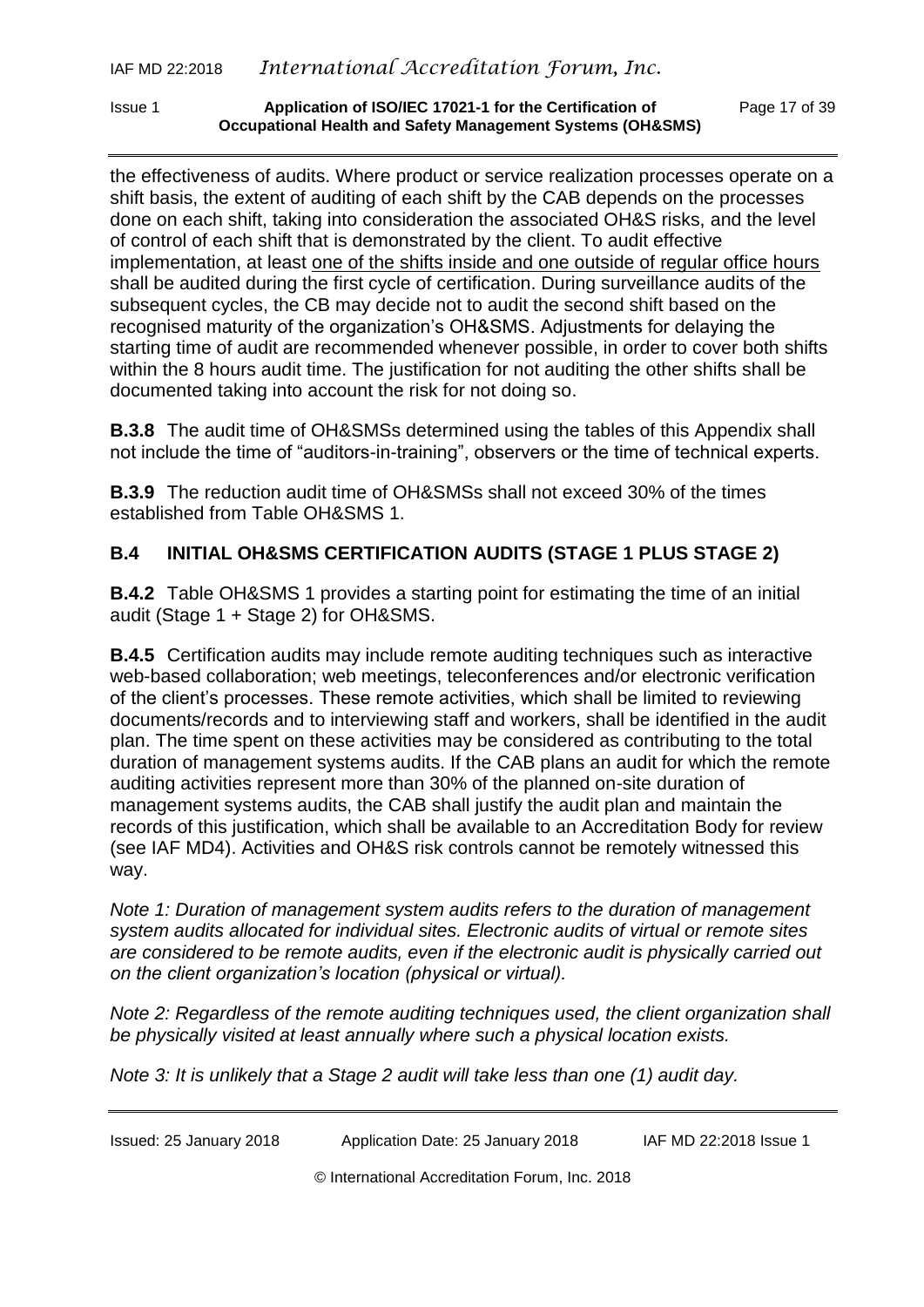the effectiveness of audits. Where product or service realization processes operate on a shift basis, the extent of auditing of each shift by the CAB depends on the processes done on each shift, taking into consideration the associated OH&S risks, and the level of control of each shift that is demonstrated by the client. To audit effective implementation, at least <u>one of the shifts inside and one outside of regular office hours</u> shall be audited during the first cycle of certification. During surveillance audits of the subsequent cycles, the CB may decide not to audit the second shift based on the recognised maturity of the organization's OH&SMS. Adjustments for delaying the starting time of audit are recommended whenever possible, in order to cover both shifts within the 8 hours audit time. The justification for not auditing the other shifts shall be documented taking into account the risk for not doing so.

**B.3.8** The audit time of OH&SMSs determined using the tables of this Appendix shall not include the time of "auditors-in-training", observers or the time of technical experts.

**B.3.9** The reduction audit time of OH&SMSs shall not exceed 30% of the times established from Table OH&SMS 1.

## B.4 INITIAL OH&SMS CERTIFICATION AUDITS (STAGE 1 PLUS STAGE 2)

**B.4.2** Table OH&SMS 1 provides a starting point for estimating the time of an initial audit (Stage 1 + Stage 2) for OH&SMS.

**B.4.5** Certification audits may include remote auditing techniques such as interactive web-based collaboration; web meetings, teleconferences and/or electronic verification of the client's processes. These remote activities, which shall be limited to reviewing documents/records and to interviewing staff and workers, shall be identified in the audit plan. The time spent on these activities may be considered as contributing to the total duration of management systems audits. If the CAB plans an audit for which the remote auditing activities represent more than 30% of the planned on-site duration of management systems audits, the CAB shall justify the audit plan and maintain the records of this justification, which shall be available to an Accreditation Body for review (see IAF MD4). Activities and OH&S risk controls cannot be remotely witnessed this way.

*Note 1: Duration of management system audits refers to the duration of management system audits allocated for individual sites. Electronic audits of virtual or remote sites are considered to be remote audits, even if the electronic audit is physically carried out on the client organization's location (physical or virtual).*

*Note 2: Regardless of the remote auditing techniques used, the client organization shall be physically visited at least annually where such a physical location exists.*

*Note 3: It is unlikely that a Stage 2 audit will take less than one (1) audit day.*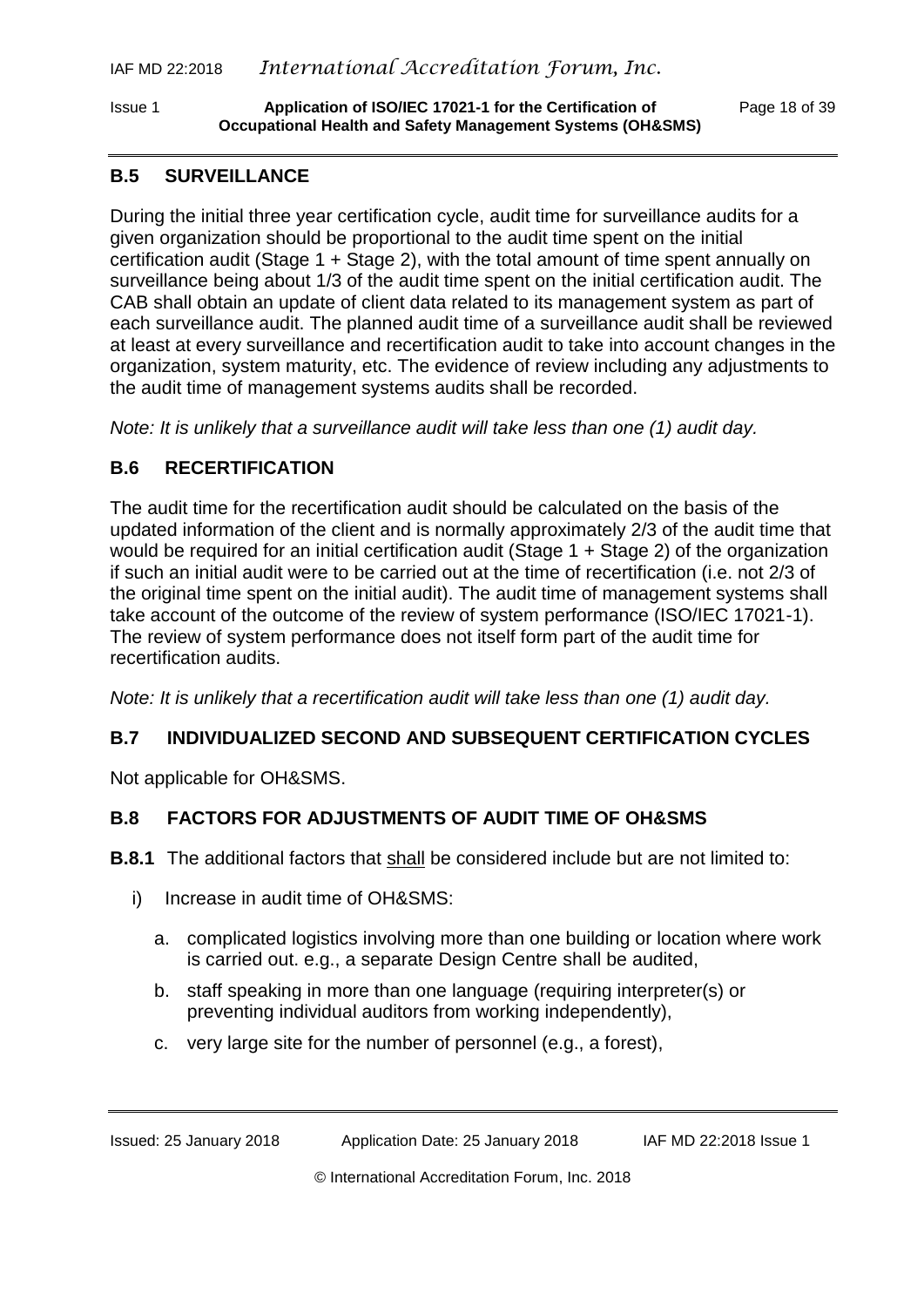## B.5 SURVEILLANCE

During the initial three year certification cycle, audit time for surveillance audits for a given organization should be proportional to the audit time spent on the initial certification audit (Stage 1 + Stage 2), with the total amount of time spent annually on surveillance being about 1/3 of the audit time spent on the initial certification audit. The CAB shall obtain an update of client data related to its management system as part of each surveillance audit. The planned audit time of a surveillance audit shall be reviewed at least at every surveillance and recertification audit to take into account changes in the organization, system maturity, etc. The evidence of review including any adjustments to the audit time of management systems audits shall be recorded.

*Note: It is unlikely that a surveillance audit will take less than one (1) audit day.*

## B.6 RECERTIFICATION

The audit time for the recertification audit should be calculated on the basis of the updated information of the client and is normally approximately 2/3 of the audit time that would be required for an initial certification audit (Stage 1 + Stage 2) of the organization if such an initial audit were to be carried out at the time of recertification (i.e. not 2/3 of the original time spent on the initial audit). The audit time of management systems shall take account of the outcome of the review of system performance (ISO/IEC 17021-1). The review of system performance does not itself form part of the audit time for recertification audits.

*Note: It is unlikely that a recertification audit will take less than one (1) audit day.*

## B.7 INDIVIDUALIZED SECOND AND SUBSEQUENT CERTIFICATION CYCLES

Not applicable for OH&SMS.

## B.8 FACTORS FOR ADJUSTMENTS OF AUDIT TIME OF OH&SMS

**B.8.1** The additional factors that <u>shall</u> be considered include but are not limited to:

i) Increase in audit time of OH&SMS:

   a. complicated logistics involving more than one building or location where work is carried out. e.g., a separate Design Centre shall be audited,

   b. staff speaking in more than one language (requiring interpreter(s) or preventing individual auditors from working independently),

   c. very large site for the number of personnel (e.g., a forest),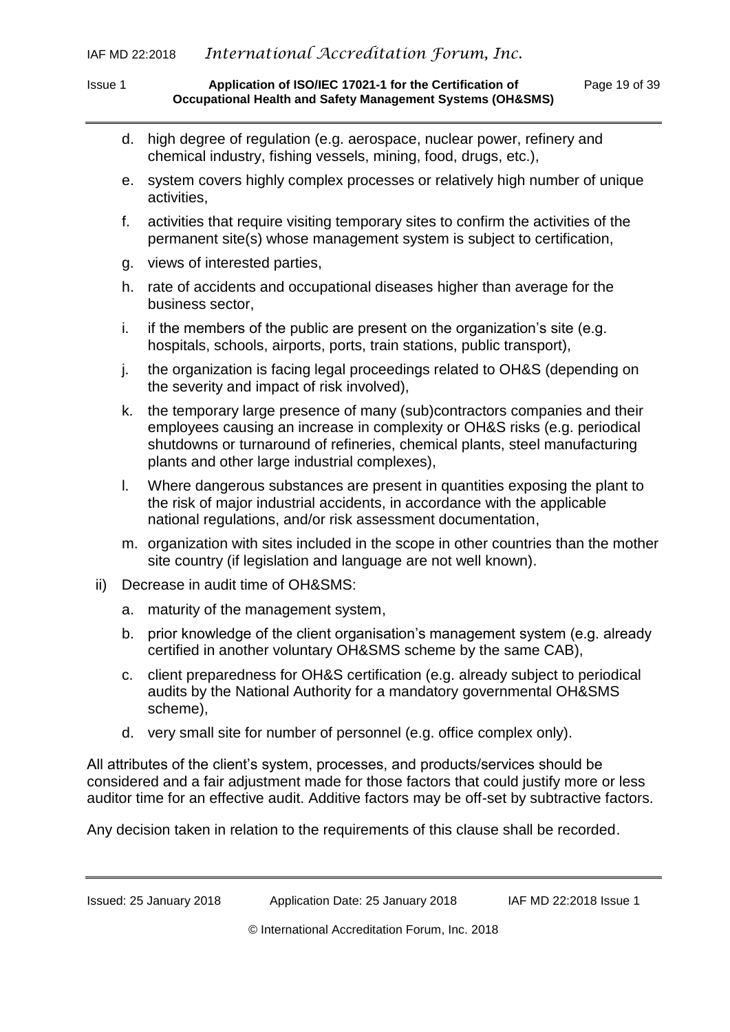d. high degree of regulation (e.g. aerospace, nuclear power, refinery and chemical industry, fishing vessels, mining, food, drugs, etc.),

e. system covers highly complex processes or relatively high number of unique activities,

f. activities that require visiting temporary sites to confirm the activities of the permanent site(s) whose management system is subject to certification,

g. views of interested parties,

h. rate of accidents and occupational diseases higher than average for the business sector,

i. if the members of the public are present on the organization's site (e.g. hospitals, schools, airports, ports, train stations, public transport),

j. the organization is facing legal proceedings related to OH&S (depending on the severity and impact of risk involved),

k. the temporary large presence of many (sub)contractors companies and their employees causing an increase in complexity or OH&S risks (e.g. periodical shutdowns or turnaround of refineries, chemical plants, steel manufacturing plants and other large industrial complexes),

l. Where dangerous substances are present in quantities exposing the plant to the risk of major industrial accidents, in accordance with the applicable national regulations, and/or risk assessment documentation,

m. organization with sites included in the scope in other countries than the mother site country (if legislation and language are not well known).

ii) Decrease in audit time of OH&SMS:

a. maturity of the management system,

b. prior knowledge of the client organisation's management system (e.g. already certified in another voluntary OH&SMS scheme by the same CAB),

c. client preparedness for OH&S certification (e.g. already subject to periodical audits by the National Authority for a mandatory governmental OH&SMS scheme),

d. very small site for number of personnel (e.g. office complex only).

All attributes of the client's system, processes, and products/services should be considered and a fair adjustment made for those factors that could justify more or less auditor time for an effective audit. Additive factors may be off-set by subtractive factors.

Any decision taken in relation to the requirements of this clause shall be recorded.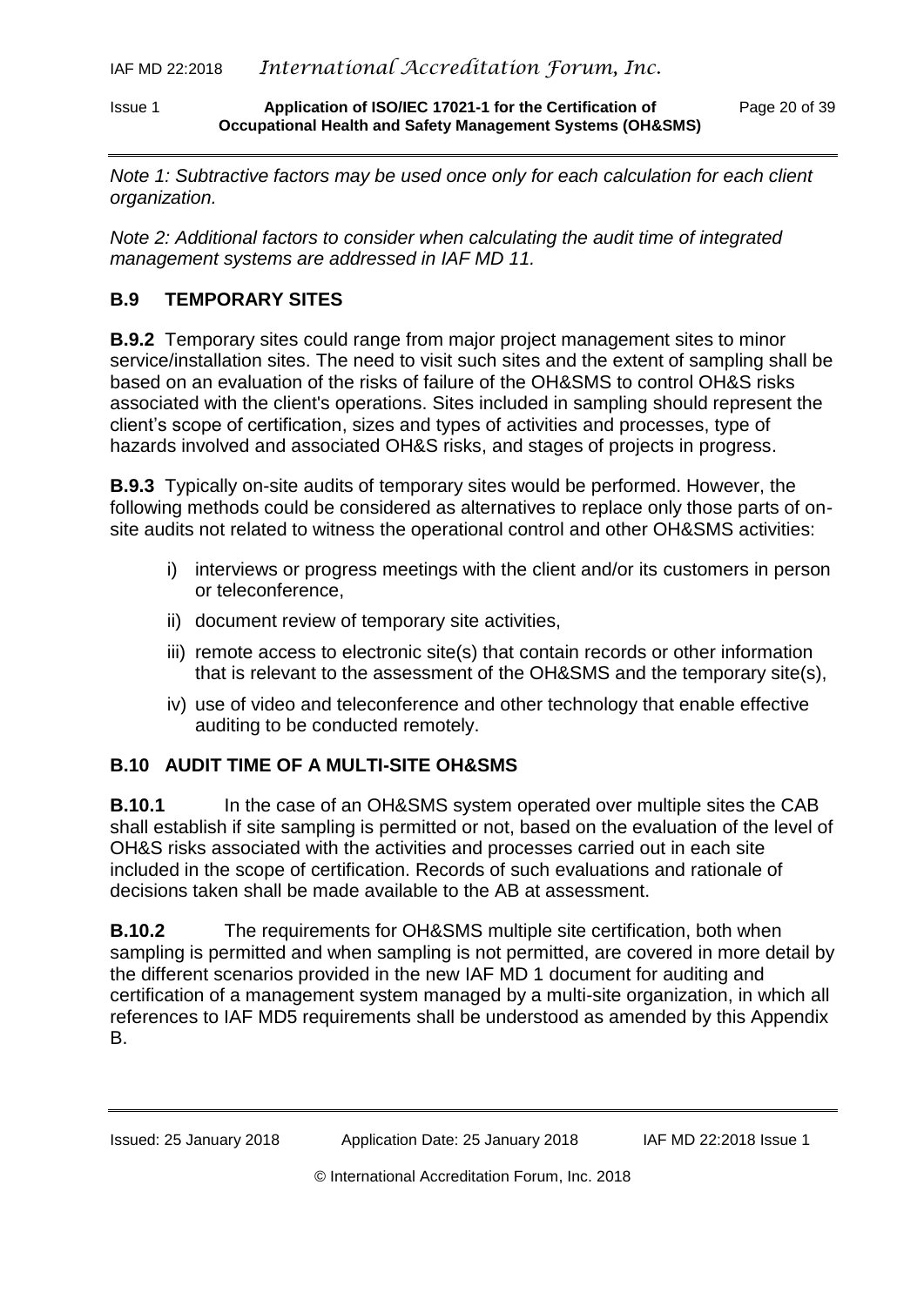*Note 1: Subtractive factors may be used once only for each calculation for each client organization.*

*Note 2: Additional factors to consider when calculating the audit time of integrated management systems are addressed in IAF MD 11.*

## B.9 TEMPORARY SITES

**B.9.2** Temporary sites could range from major project management sites to minor service/installation sites. The need to visit such sites and the extent of sampling shall be based on an evaluation of the risks of failure of the OH&SMS to control OH&S risks associated with the client's operations. Sites included in sampling should represent the client's scope of certification, sizes and types of activities and processes, type of hazards involved and associated OH&S risks, and stages of projects in progress.

**B.9.3** Typically on-site audits of temporary sites would be performed. However, the following methods could be considered as alternatives to replace only those parts of on-site audits not related to witness the operational control and other OH&SMS activities:

i) interviews or progress meetings with the client and/or its customers in person or teleconference,

ii) document review of temporary site activities,

iii) remote access to electronic site(s) that contain records or other information that is relevant to the assessment of the OH&SMS and the temporary site(s),

iv) use of video and teleconference and other technology that enable effective auditing to be conducted remotely.

## B.10 AUDIT TIME OF A MULTI-SITE OH&SMS

**B.10.1** In the case of an OH&SMS system operated over multiple sites the CAB shall establish if site sampling is permitted or not, based on the evaluation of the level of OH&S risks associated with the activities and processes carried out in each site included in the scope of certification. Records of such evaluations and rationale of decisions taken shall be made available to the AB at assessment.

**B.10.2** The requirements for OH&SMS multiple site certification, both when sampling is permitted and when sampling is not permitted, are covered in more detail by the different scenarios provided in the new IAF MD 1 document for auditing and certification of a management system managed by a multi-site organization, in which all references to IAF MD5 requirements shall be understood as amended by this Appendix B.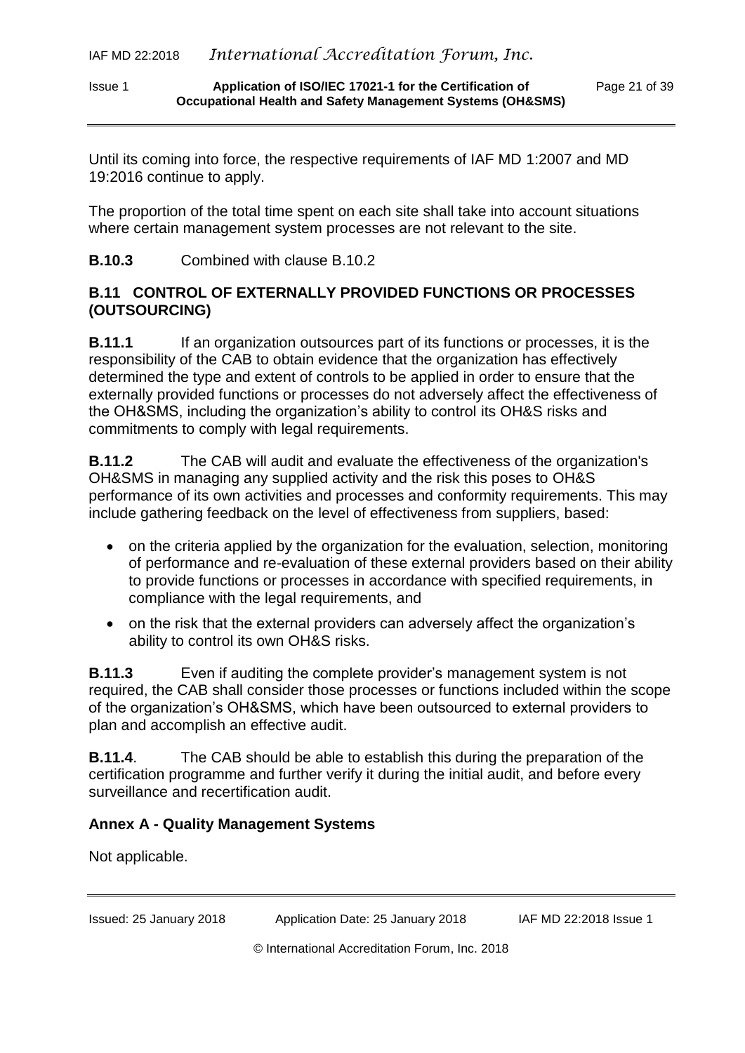Until its coming into force, the respective requirements of IAF MD 1:2007 and MD 19:2016 continue to apply.

The proportion of the total time spent on each site shall take into account situations where certain management system processes are not relevant to the site.

**B.10.3** Combined with clause B.10.2

## B.11 CONTROL OF EXTERNALLY PROVIDED FUNCTIONS OR PROCESSES (OUTSOURCING)

**B.11.1** If an organization outsources part of its functions or processes, it is the responsibility of the CAB to obtain evidence that the organization has effectively determined the type and extent of controls to be applied in order to ensure that the externally provided functions or processes do not adversely affect the effectiveness of the OH&SMS, including the organization's ability to control its OH&S risks and commitments to comply with legal requirements.

**B.11.2** The CAB will audit and evaluate the effectiveness of the organization's OH&SMS in managing any supplied activity and the risk this poses to OH&S performance of its own activities and processes and conformity requirements. This may include gathering feedback on the level of effectiveness from suppliers, based:

- on the criteria applied by the organization for the evaluation, selection, monitoring of performance and re-evaluation of these external providers based on their ability to provide functions or processes in accordance with specified requirements, in compliance with the legal requirements, and
- on the risk that the external providers can adversely affect the organization's ability to control its own OH&S risks.

**B.11.3** Even if auditing the complete provider's management system is not required, the CAB shall consider those processes or functions included within the scope of the organization's OH&SMS, which have been outsourced to external providers to plan and accomplish an effective audit.

**B.11.4**. The CAB should be able to establish this during the preparation of the certification programme and further verify it during the initial audit, and before every surveillance and recertification audit.

## Annex A - Quality Management Systems

Not applicable.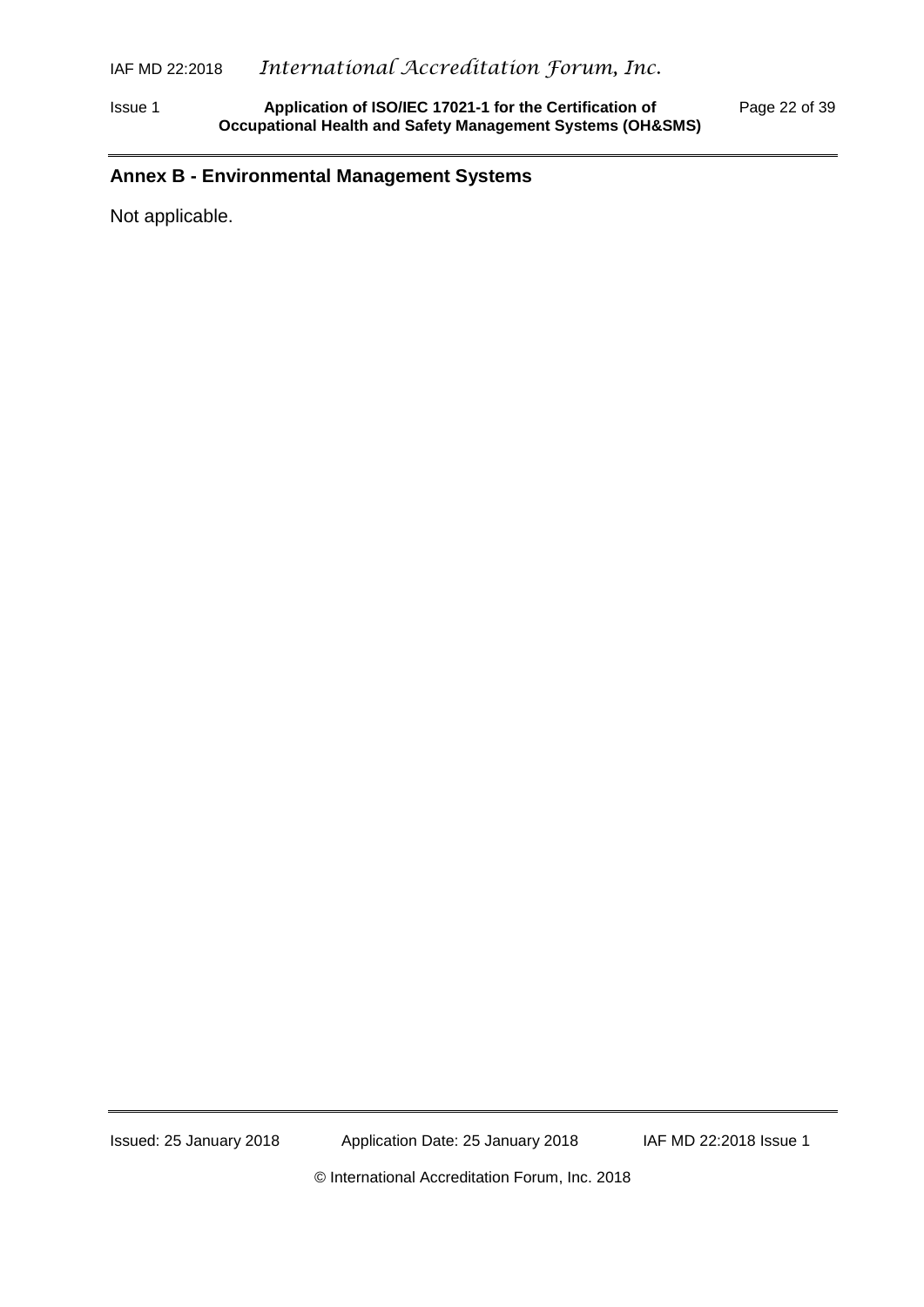## Annex B - Environmental Management Systems

Not applicable.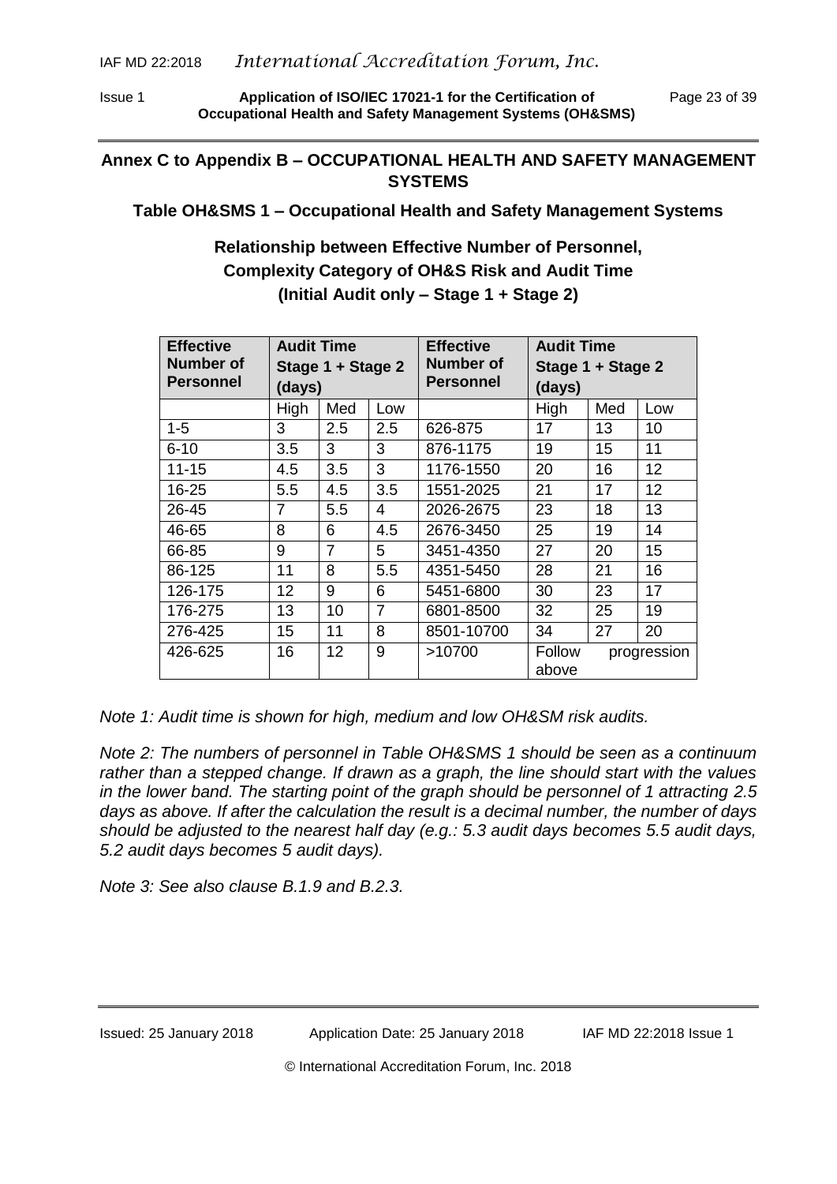## Annex C to Appendix B – OCCUPATIONAL HEALTH AND SAFETY MANAGEMENT SYSTEMS

### Table OH&SMS 1 – Occupational Health and Safety Management Systems

**Relationship between Effective Number of Personnel, Complexity Category of OH&S Risk and Audit Time (Initial Audit only – Stage 1 + Stage 2)**

| Effective Number of Personnel | Audit Time Stage 1 + Stage 2 (days) | | | Effective Number of Personnel | Audit Time Stage 1 + Stage 2 (days) | | |
|---|---|---|---|---|---|---|---|
| | High | Med | Low | | High | Med | Low |
| 1-5 | 3 | 2.5 | 2.5 | 626-875 | 17 | 13 | 10 |
| 6-10 | 3.5 | 3 | 3 | 876-1175 | 19 | 15 | 11 |
| 11-15 | 4.5 | 3.5 | 3 | 1176-1550 | 20 | 16 | 12 |
| 16-25 | 5.5 | 4.5 | 3.5 | 1551-2025 | 21 | 17 | 12 |
| 26-45 | 7 | 5.5 | 4 | 2026-2675 | 23 | 18 | 13 |
| 46-65 | 8 | 6 | 4.5 | 2676-3450 | 25 | 19 | 14 |
| 66-85 | 9 | 7 | 5 | 3451-4350 | 27 | 20 | 15 |
| 86-125 | 11 | 8 | 5.5 | 4351-5450 | 28 | 21 | 16 |
| 126-175 | 12 | 9 | 6 | 5451-6800 | 30 | 23 | 17 |
| 176-275 | 13 | 10 | 7 | 6801-8500 | 32 | 25 | 19 |
| 276-425 | 15 | 11 | 8 | 8501-10700 | 34 | 27 | 20 |
| 426-625 | 16 | 12 | 9 | >10700 | Follow progression above | | |

*Note 1: Audit time is shown for high, medium and low OH&SM risk audits.*

*Note 2: The numbers of personnel in Table OH&SMS 1 should be seen as a continuum rather than a stepped change. If drawn as a graph, the line should start with the values in the lower band. The starting point of the graph should be personnel of 1 attracting 2.5 days as above. If after the calculation the result is a decimal number, the number of days should be adjusted to the nearest half day (e.g.: 5.3 audit days becomes 5.5 audit days, 5.2 audit days becomes 5 audit days).*

*Note 3: See also clause B.1.9 and B.2.3.*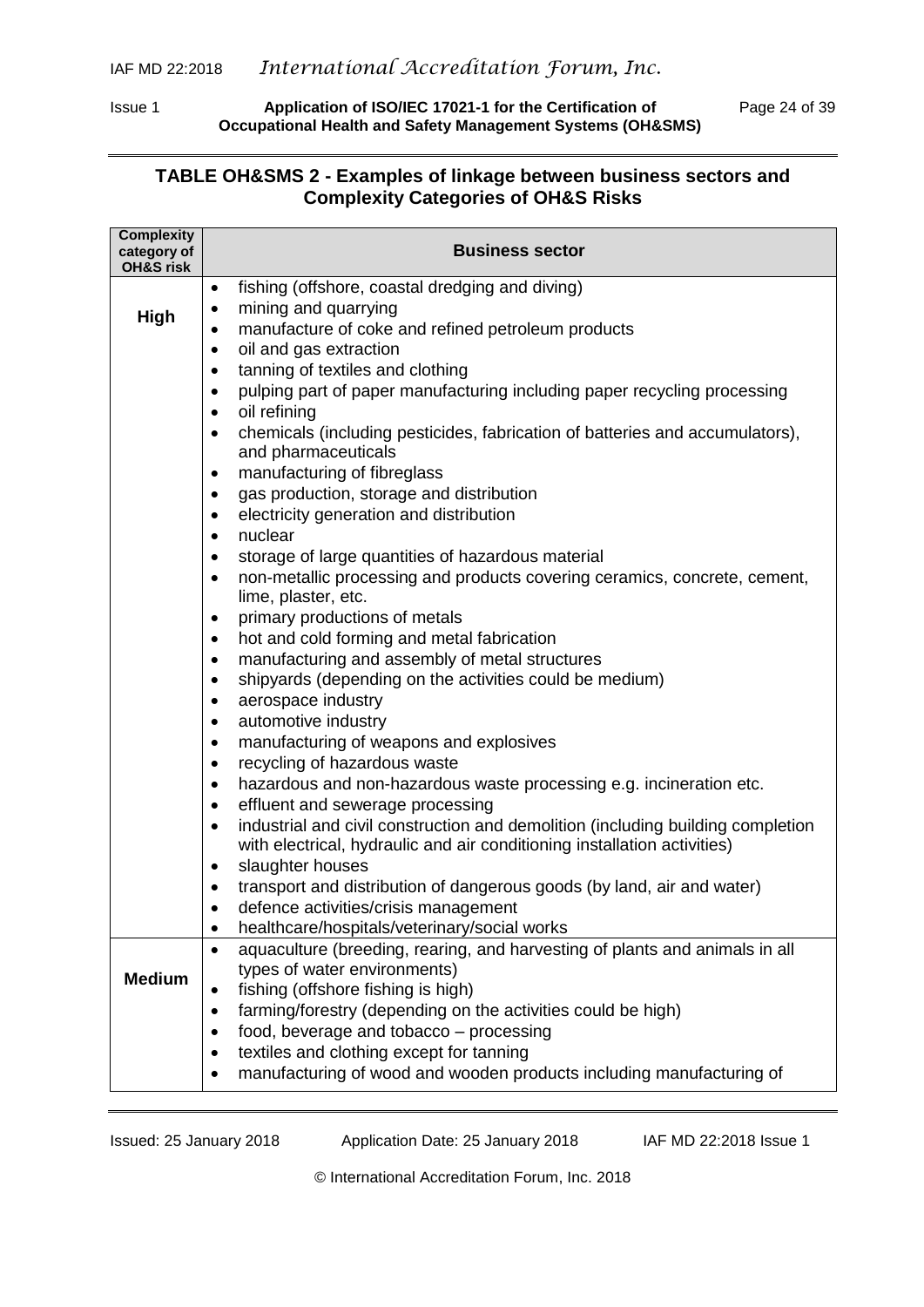## TABLE OH&SMS 2 - Examples of linkage between business sectors and Complexity Categories of OH&S Risks

| Complexity category of OH&S risk | Business sector |
|---|---|
| **High** | • fishing (offshore, coastal dredging and diving)<br>• mining and quarrying<br>• manufacture of coke and refined petroleum products<br>• oil and gas extraction<br>• tanning of textiles and clothing<br>• pulping part of paper manufacturing including paper recycling processing<br>• oil refining<br>• chemicals (including pesticides, fabrication of batteries and accumulators), and pharmaceuticals<br>• manufacturing of fibreglass<br>• gas production, storage and distribution<br>• electricity generation and distribution<br>• nuclear<br>• storage of large quantities of hazardous material<br>• non-metallic processing and products covering ceramics, concrete, cement, lime, plaster, etc.<br>• primary productions of metals<br>• hot and cold forming and metal fabrication<br>• manufacturing and assembly of metal structures<br>• shipyards (depending on the activities could be medium)<br>• aerospace industry<br>• automotive industry<br>• manufacturing of weapons and explosives<br>• recycling of hazardous waste<br>• hazardous and non-hazardous waste processing e.g. incineration etc.<br>• effluent and sewerage processing<br>• industrial and civil construction and demolition (including building completion with electrical, hydraulic and air conditioning installation activities)<br>• slaughter houses<br>• transport and distribution of dangerous goods (by land, air and water)<br>• defence activities/crisis management<br>• healthcare/hospitals/veterinary/social works |
| **Medium** | • aquaculture (breeding, rearing, and harvesting of plants and animals in all types of water environments)<br>• fishing (offshore fishing is high)<br>• farming/forestry (depending on the activities could be high)<br>• food, beverage and tobacco – processing<br>• textiles and clothing except for tanning<br>• manufacturing of wood and wooden products including manufacturing of |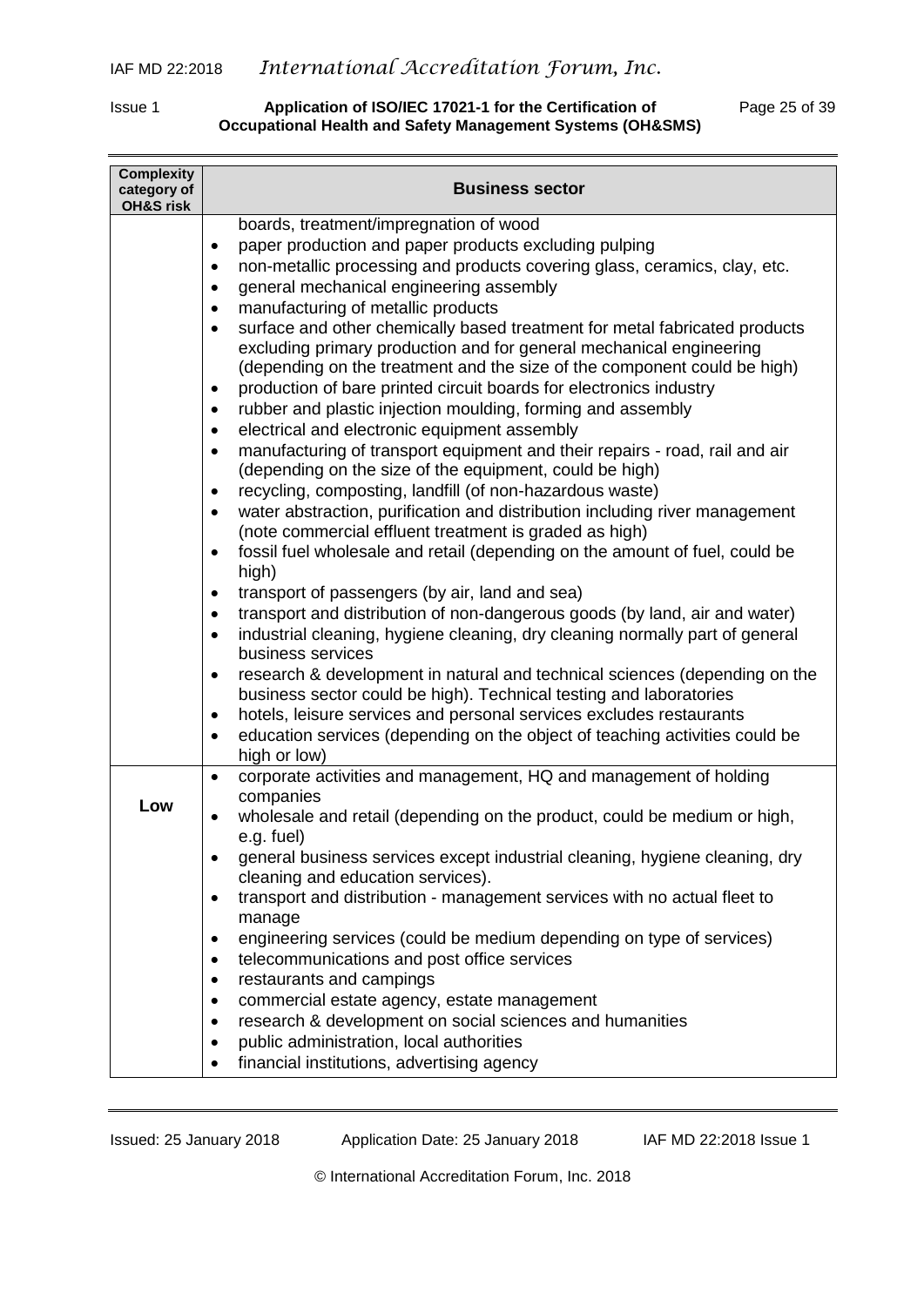| Complexity category of OH&S risk | Business sector |
|---|---|
| | boards, treatment/impregnation of wood<br>• paper production and paper products excluding pulping<br>• non-metallic processing and products covering glass, ceramics, clay, etc.<br>• general mechanical engineering assembly<br>• manufacturing of metallic products<br>• surface and other chemically based treatment for metal fabricated products excluding primary production and for general mechanical engineering (depending on the treatment and the size of the component could be high)<br>• production of bare printed circuit boards for electronics industry<br>• rubber and plastic injection moulding, forming and assembly<br>• electrical and electronic equipment assembly<br>• manufacturing of transport equipment and their repairs - road, rail and air (depending on the size of the equipment, could be high)<br>• recycling, composting, landfill (of non-hazardous waste)<br>• water abstraction, purification and distribution including river management (note commercial effluent treatment is graded as high)<br>• fossil fuel wholesale and retail (depending on the amount of fuel, could be high)<br>• transport of passengers (by air, land and sea)<br>• transport and distribution of non-dangerous goods (by land, air and water)<br>• industrial cleaning, hygiene cleaning, dry cleaning normally part of general business services<br>• research & development in natural and technical sciences (depending on the business sector could be high). Technical testing and laboratories<br>• hotels, leisure services and personal services excludes restaurants<br>• education services (depending on the object of teaching activities could be high or low) |
| **Low** | • corporate activities and management, HQ and management of holding companies<br>• wholesale and retail (depending on the product, could be medium or high, e.g. fuel)<br>• general business services except industrial cleaning, hygiene cleaning, dry cleaning and education services).<br>• transport and distribution - management services with no actual fleet to manage<br>• engineering services (could be medium depending on type of services)<br>• telecommunications and post office services<br>• restaurants and campings<br>• commercial estate agency, estate management<br>• research & development on social sciences and humanities<br>• public administration, local authorities<br>• financial institutions, advertising agency |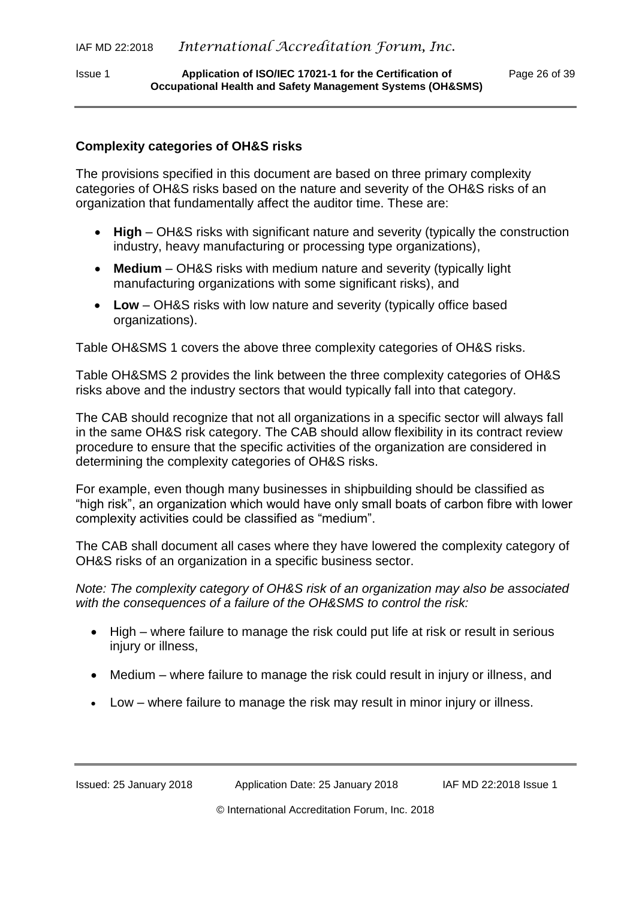**Complexity categories of OH&S risks**

The provisions specified in this document are based on three primary complexity categories of OH&S risks based on the nature and severity of the OH&S risks of an organization that fundamentally affect the auditor time. These are:

- **High** – OH&S risks with significant nature and severity (typically the construction industry, heavy manufacturing or processing type organizations),
- **Medium** – OH&S risks with medium nature and severity (typically light manufacturing organizations with some significant risks), and
- **Low** – OH&S risks with low nature and severity (typically office based organizations).

Table OH&SMS 1 covers the above three complexity categories of OH&S risks.

Table OH&SMS 2 provides the link between the three complexity categories of OH&S risks above and the industry sectors that would typically fall into that category.

The CAB should recognize that not all organizations in a specific sector will always fall in the same OH&S risk category. The CAB should allow flexibility in its contract review procedure to ensure that the specific activities of the organization are considered in determining the complexity categories of OH&S risks.

For example, even though many businesses in shipbuilding should be classified as "high risk", an organization which would have only small boats of carbon fibre with lower complexity activities could be classified as "medium".

The CAB shall document all cases where they have lowered the complexity category of OH&S risks of an organization in a specific business sector.

*Note: The complexity category of OH&S risk of an organization may also be associated with the consequences of a failure of the OH&SMS to control the risk:*

- High – where failure to manage the risk could put life at risk or result in serious injury or illness,
- Medium – where failure to manage the risk could result in injury or illness, and
- Low – where failure to manage the risk may result in minor injury or illness.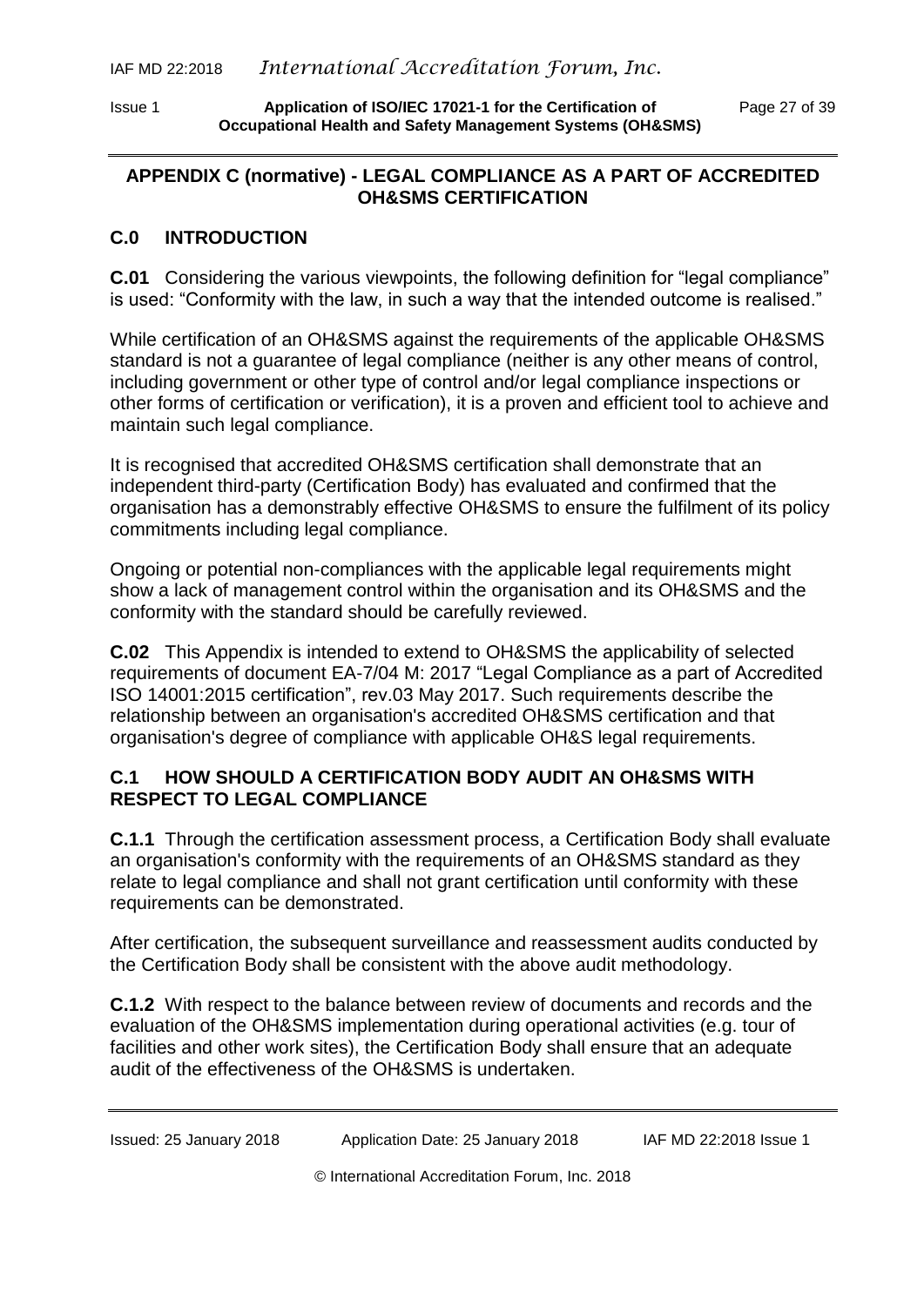## APPENDIX C (normative) - LEGAL COMPLIANCE AS A PART OF ACCREDITED OH&SMS CERTIFICATION

### C.0 INTRODUCTION

**C.01** Considering the various viewpoints, the following definition for "legal compliance" is used: "Conformity with the law, in such a way that the intended outcome is realised."

While certification of an OH&SMS against the requirements of the applicable OH&SMS standard is not a guarantee of legal compliance (neither is any other means of control, including government or other type of control and/or legal compliance inspections or other forms of certification or verification), it is a proven and efficient tool to achieve and maintain such legal compliance.

It is recognised that accredited OH&SMS certification shall demonstrate that an independent third-party (Certification Body) has evaluated and confirmed that the organisation has a demonstrably effective OH&SMS to ensure the fulfilment of its policy commitments including legal compliance.

Ongoing or potential non-compliances with the applicable legal requirements might show a lack of management control within the organisation and its OH&SMS and the conformity with the standard should be carefully reviewed.

**C.02** This Appendix is intended to extend to OH&SMS the applicability of selected requirements of document EA-7/04 M: 2017 "Legal Compliance as a part of Accredited ISO 14001:2015 certification", rev.03 May 2017. Such requirements describe the relationship between an organisation's accredited OH&SMS certification and that organisation's degree of compliance with applicable OH&S legal requirements.

### C.1 HOW SHOULD A CERTIFICATION BODY AUDIT AN OH&SMS WITH RESPECT TO LEGAL COMPLIANCE

**C.1.1** Through the certification assessment process, a Certification Body shall evaluate an organisation's conformity with the requirements of an OH&SMS standard as they relate to legal compliance and shall not grant certification until conformity with these requirements can be demonstrated.

After certification, the subsequent surveillance and reassessment audits conducted by the Certification Body shall be consistent with the above audit methodology.

**C.1.2** With respect to the balance between review of documents and records and the evaluation of the OH&SMS implementation during operational activities (e.g. tour of facilities and other work sites), the Certification Body shall ensure that an adequate audit of the effectiveness of the OH&SMS is undertaken.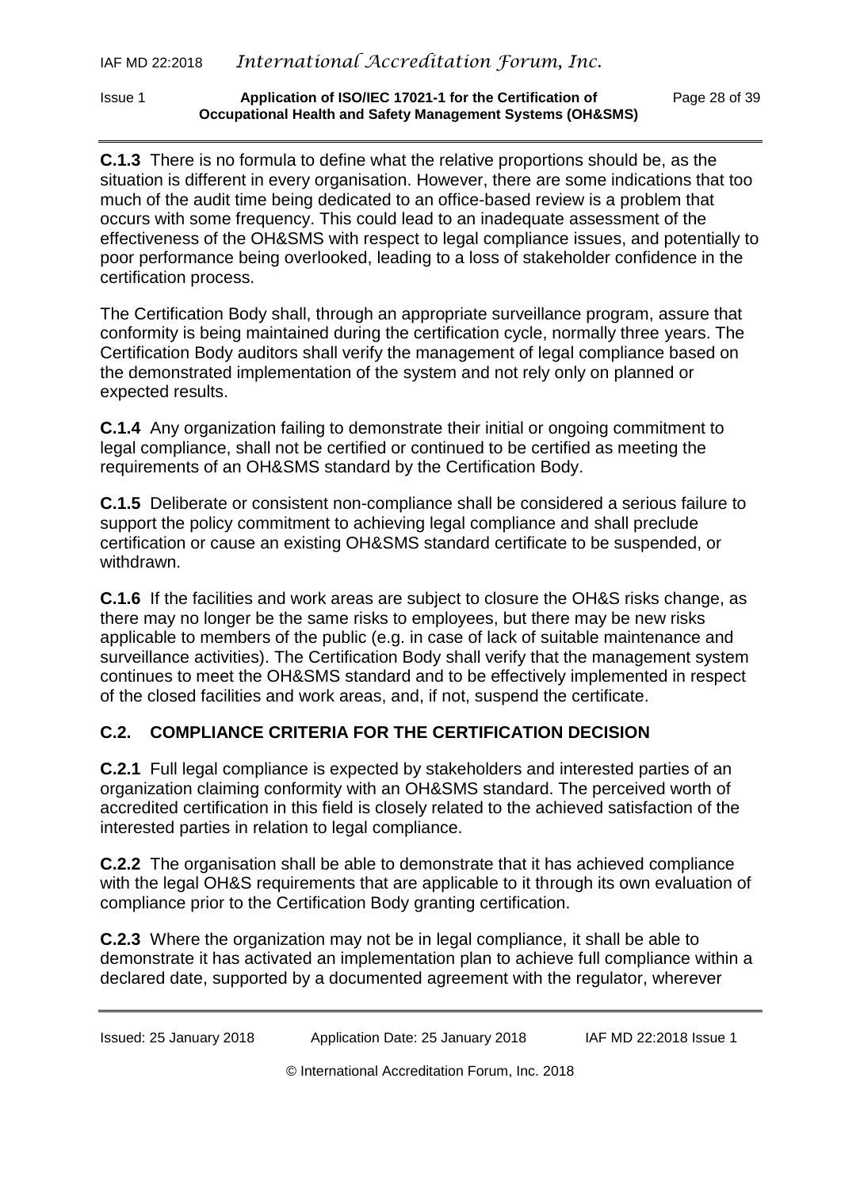**C.1.3** There is no formula to define what the relative proportions should be, as the situation is different in every organisation. However, there are some indications that too much of the audit time being dedicated to an office-based review is a problem that occurs with some frequency. This could lead to an inadequate assessment of the effectiveness of the OH&SMS with respect to legal compliance issues, and potentially to poor performance being overlooked, leading to a loss of stakeholder confidence in the certification process.

The Certification Body shall, through an appropriate surveillance program, assure that conformity is being maintained during the certification cycle, normally three years. The Certification Body auditors shall verify the management of legal compliance based on the demonstrated implementation of the system and not rely only on planned or expected results.

**C.1.4** Any organization failing to demonstrate their initial or ongoing commitment to legal compliance, shall not be certified or continued to be certified as meeting the requirements of an OH&SMS standard by the Certification Body.

**C.1.5** Deliberate or consistent non-compliance shall be considered a serious failure to support the policy commitment to achieving legal compliance and shall preclude certification or cause an existing OH&SMS standard certificate to be suspended, or withdrawn.

**C.1.6** If the facilities and work areas are subject to closure the OH&S risks change, as there may no longer be the same risks to employees, but there may be new risks applicable to members of the public (e.g. in case of lack of suitable maintenance and surveillance activities). The Certification Body shall verify that the management system continues to meet the OH&SMS standard and to be effectively implemented in respect of the closed facilities and work areas, and, if not, suspend the certificate.

## C.2. COMPLIANCE CRITERIA FOR THE CERTIFICATION DECISION

**C.2.1** Full legal compliance is expected by stakeholders and interested parties of an organization claiming conformity with an OH&SMS standard. The perceived worth of accredited certification in this field is closely related to the achieved satisfaction of the interested parties in relation to legal compliance.

**C.2.2** The organisation shall be able to demonstrate that it has achieved compliance with the legal OH&S requirements that are applicable to it through its own evaluation of compliance prior to the Certification Body granting certification.

**C.2.3** Where the organization may not be in legal compliance, it shall be able to demonstrate it has activated an implementation plan to achieve full compliance within a declared date, supported by a documented agreement with the regulator, wherever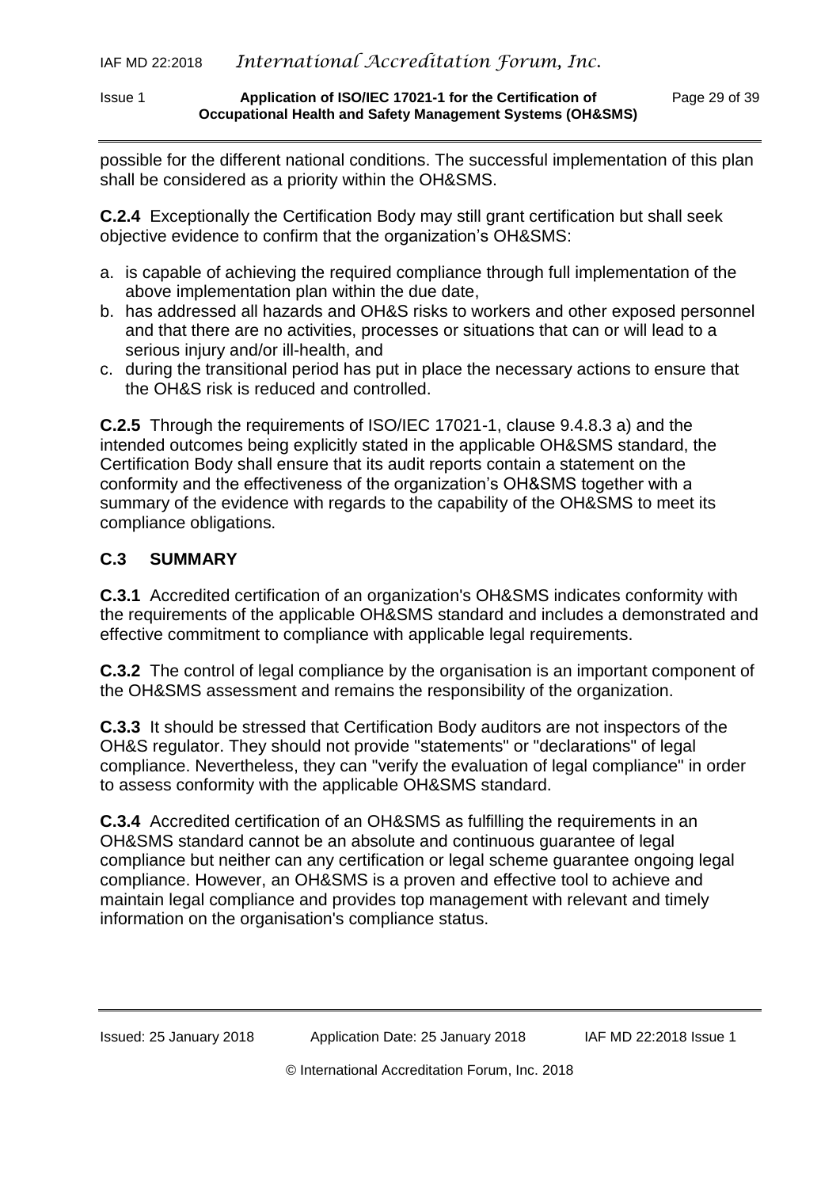possible for the different national conditions. The successful implementation of this plan shall be considered as a priority within the OH&SMS.

**C.2.4** Exceptionally the Certification Body may still grant certification but shall seek objective evidence to confirm that the organization's OH&SMS:

a. is capable of achieving the required compliance through full implementation of the above implementation plan within the due date,
b. has addressed all hazards and OH&S risks to workers and other exposed personnel and that there are no activities, processes or situations that can or will lead to a serious injury and/or ill-health, and
c. during the transitional period has put in place the necessary actions to ensure that the OH&S risk is reduced and controlled.

**C.2.5** Through the requirements of ISO/IEC 17021-1, clause 9.4.8.3 a) and the intended outcomes being explicitly stated in the applicable OH&SMS standard, the Certification Body shall ensure that its audit reports contain a statement on the conformity and the effectiveness of the organization's OH&SMS together with a summary of the evidence with regards to the capability of the OH&SMS to meet its compliance obligations.

## C.3 SUMMARY

**C.3.1** Accredited certification of an organization's OH&SMS indicates conformity with the requirements of the applicable OH&SMS standard and includes a demonstrated and effective commitment to compliance with applicable legal requirements.

**C.3.2** The control of legal compliance by the organisation is an important component of the OH&SMS assessment and remains the responsibility of the organization.

**C.3.3** It should be stressed that Certification Body auditors are not inspectors of the OH&S regulator. They should not provide "statements" or "declarations" of legal compliance. Nevertheless, they can "verify the evaluation of legal compliance" in order to assess conformity with the applicable OH&SMS standard.

**C.3.4** Accredited certification of an OH&SMS as fulfilling the requirements in an OH&SMS standard cannot be an absolute and continuous guarantee of legal compliance but neither can any certification or legal scheme guarantee ongoing legal compliance. However, an OH&SMS is a proven and effective tool to achieve and maintain legal compliance and provides top management with relevant and timely information on the organisation's compliance status.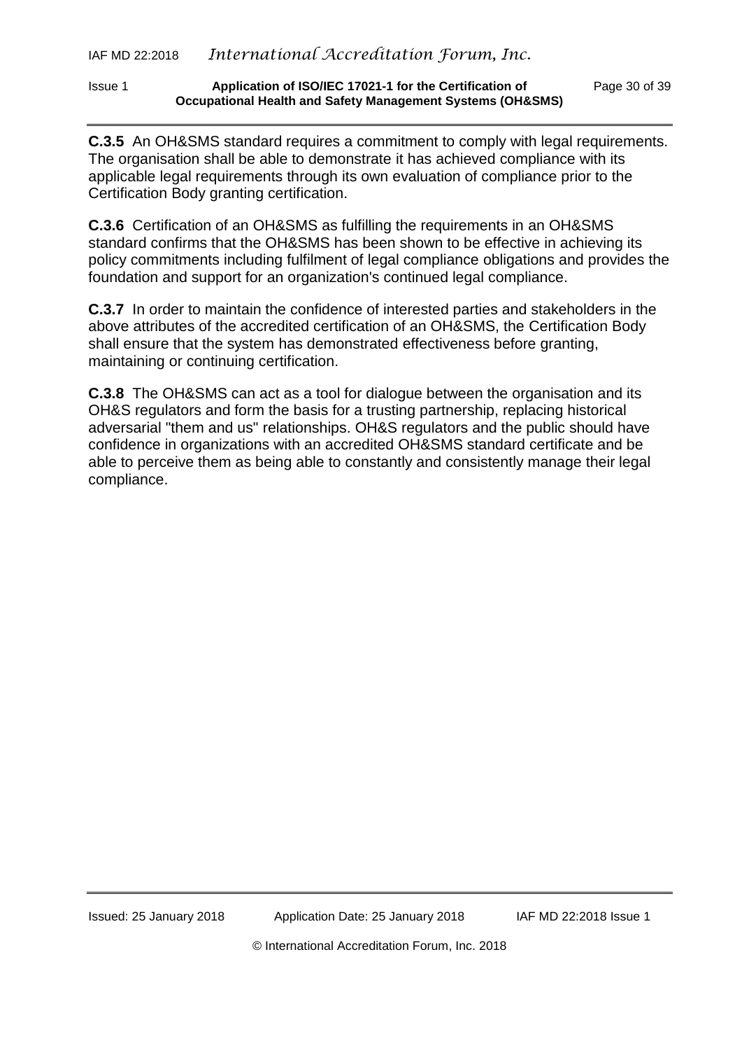**C.3.5** An OH&SMS standard requires a commitment to comply with legal requirements. The organisation shall be able to demonstrate it has achieved compliance with its applicable legal requirements through its own evaluation of compliance prior to the Certification Body granting certification.

**C.3.6** Certification of an OH&SMS as fulfilling the requirements in an OH&SMS standard confirms that the OH&SMS has been shown to be effective in achieving its policy commitments including fulfilment of legal compliance obligations and provides the foundation and support for an organization's continued legal compliance.

**C.3.7** In order to maintain the confidence of interested parties and stakeholders in the above attributes of the accredited certification of an OH&SMS, the Certification Body shall ensure that the system has demonstrated effectiveness before granting, maintaining or continuing certification.

**C.3.8** The OH&SMS can act as a tool for dialogue between the organisation and its OH&S regulators and form the basis for a trusting partnership, replacing historical adversarial "them and us" relationships. OH&S regulators and the public should have confidence in organizations with an accredited OH&SMS standard certificate and be able to perceive them as being able to constantly and consistently manage their legal compliance.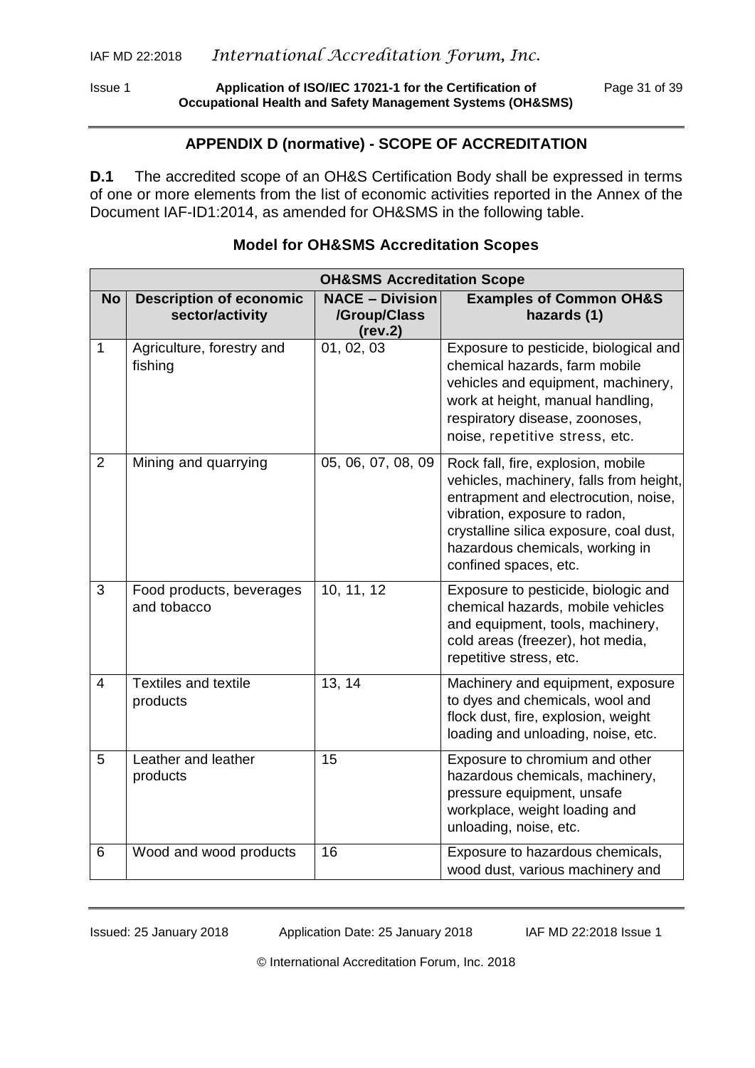## APPENDIX D (normative) - SCOPE OF ACCREDITATION

**D.1** The accredited scope of an OH&S Certification Body shall be expressed in terms of one or more elements from the list of economic activities reported in the Annex of the Document IAF-ID1:2014, as amended for OH&SMS in the following table.

### Model for OH&SMS Accreditation Scopes

| **OH&SMS Accreditation Scope** | | | |
|---|---|---|---|
| **No** | **Description of economic sector/activity** | **NACE – Division /Group/Class (rev.2)** | **Examples of Common OH&S hazards (1)** |
| 1 | Agriculture, forestry and fishing | 01, 02, 03 | Exposure to pesticide, biological and chemical hazards, farm mobile vehicles and equipment, machinery, work at height, manual handling, respiratory disease, zoonoses, noise, repetitive stress, etc. |
| 2 | Mining and quarrying | 05, 06, 07, 08, 09 | Rock fall, fire, explosion, mobile vehicles, machinery, falls from height, entrapment and electrocution, noise, vibration, exposure to radon, crystalline silica exposure, coal dust, hazardous chemicals, working in confined spaces, etc. |
| 3 | Food products, beverages and tobacco | 10, 11, 12 | Exposure to pesticide, biologic and chemical hazards, mobile vehicles and equipment, tools, machinery, cold areas (freezer), hot media, repetitive stress, etc. |
| 4 | Textiles and textile products | 13, 14 | Machinery and equipment, exposure to dyes and chemicals, wool and flock dust, fire, explosion, weight loading and unloading, noise, etc. |
| 5 | Leather and leather products | 15 | Exposure to chromium and other hazardous chemicals, machinery, pressure equipment, unsafe workplace, weight loading and unloading, noise, etc. |
| 6 | Wood and wood products | 16 | Exposure to hazardous chemicals, wood dust, various machinery and |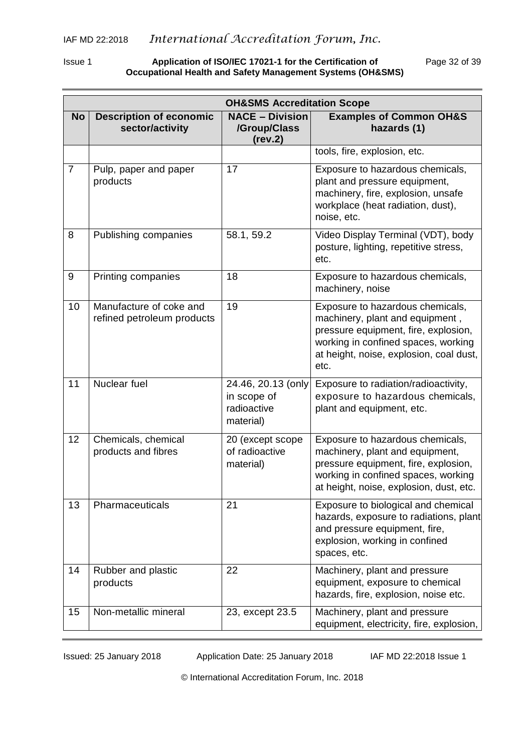| OH&SMS Accreditation Scope | | | |
|---|---|---|---|
| **No** | **Description of economic sector/activity** | **NACE – Division /Group/Class (rev.2)** | **Examples of Common OH&S hazards (1)** |
| | | | tools, fire, explosion, etc. |
| 7 | Pulp, paper and paper products | 17 | Exposure to hazardous chemicals, plant and pressure equipment, machinery, fire, explosion, unsafe workplace (heat radiation, dust), noise, etc. |
| 8 | Publishing companies | 58.1, 59.2 | Video Display Terminal (VDT), body posture, lighting, repetitive stress, etc. |
| 9 | Printing companies | 18 | Exposure to hazardous chemicals, machinery, noise |
| 10 | Manufacture of coke and refined petroleum products | 19 | Exposure to hazardous chemicals, machinery, plant and equipment , pressure equipment, fire, explosion, working in confined spaces, working at height, noise, explosion, coal dust, etc. |
| 11 | Nuclear fuel | 24.46, 20.13 (only in scope of radioactive material) | Exposure to radiation/radioactivity, exposure to hazardous chemicals, plant and equipment, etc. |
| 12 | Chemicals, chemical products and fibres | 20 (except scope of radioactive material) | Exposure to hazardous chemicals, machinery, plant and equipment, pressure equipment, fire, explosion, working in confined spaces, working at height, noise, explosion, dust, etc. |
| 13 | Pharmaceuticals | 21 | Exposure to biological and chemical hazards, exposure to radiations, plant and pressure equipment, fire, explosion, working in confined spaces, etc. |
| 14 | Rubber and plastic products | 22 | Machinery, plant and pressure equipment, exposure to chemical hazards, fire, explosion, noise etc. |
| 15 | Non-metallic mineral | 23, except 23.5 | Machinery, plant and pressure equipment, electricity, fire, explosion, |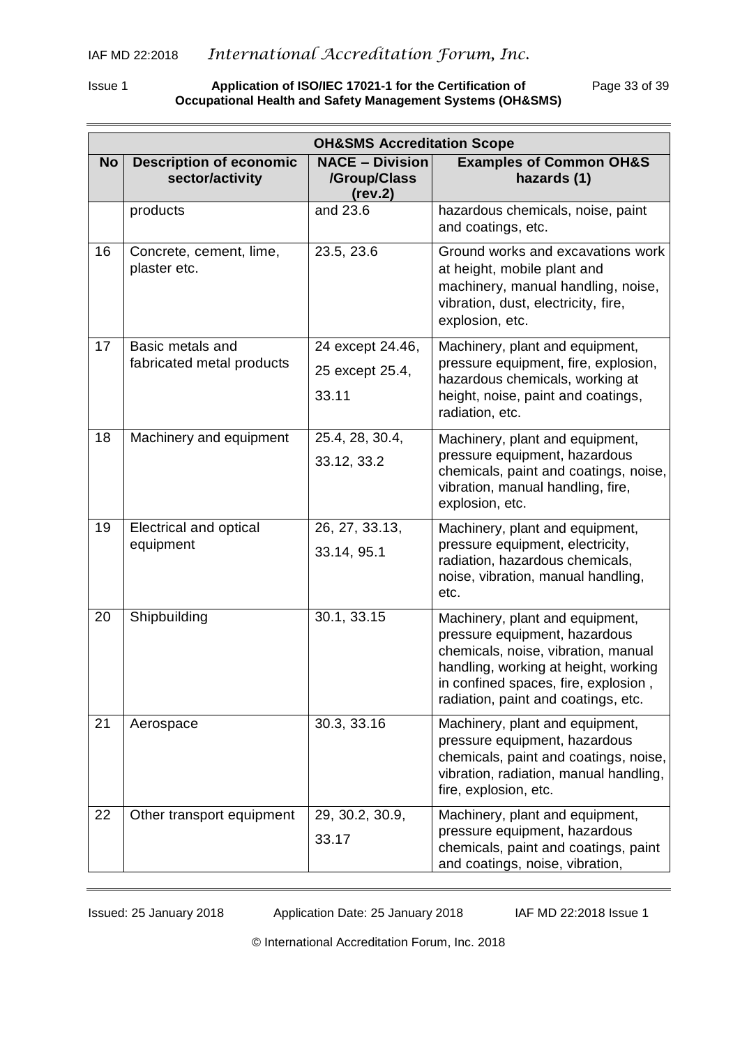| OH&SMS Accreditation Scope | | | |
|---|---|---|---|
| **No** | **Description of economic sector/activity** | **NACE – Division /Group/Class (rev.2)** | **Examples of Common OH&S hazards (1)** |
| | products | and 23.6 | hazardous chemicals, noise, paint and coatings, etc. |
| 16 | Concrete, cement, lime, plaster etc. | 23.5, 23.6 | Ground works and excavations work at height, mobile plant and machinery, manual handling, noise, vibration, dust, electricity, fire, explosion, etc. |
| 17 | Basic metals and fabricated metal products | 24 except 24.46, 25 except 25.4, 33.11 | Machinery, plant and equipment, pressure equipment, fire, explosion, hazardous chemicals, working at height, noise, paint and coatings, radiation, etc. |
| 18 | Machinery and equipment | 25.4, 28, 30.4, 33.12, 33.2 | Machinery, plant and equipment, pressure equipment, hazardous chemicals, paint and coatings, noise, vibration, manual handling, fire, explosion, etc. |
| 19 | Electrical and optical equipment | 26, 27, 33.13, 33.14, 95.1 | Machinery, plant and equipment, pressure equipment, electricity, radiation, hazardous chemicals, noise, vibration, manual handling, etc. |
| 20 | Shipbuilding | 30.1, 33.15 | Machinery, plant and equipment, pressure equipment, hazardous chemicals, noise, vibration, manual handling, working at height, working in confined spaces, fire, explosion , radiation, paint and coatings, etc. |
| 21 | Aerospace | 30.3, 33.16 | Machinery, plant and equipment, pressure equipment, hazardous chemicals, paint and coatings, noise, vibration, radiation, manual handling, fire, explosion, etc. |
| 22 | Other transport equipment | 29, 30.2, 30.9, 33.17 | Machinery, plant and equipment, pressure equipment, hazardous chemicals, paint and coatings, paint and coatings, noise, vibration, |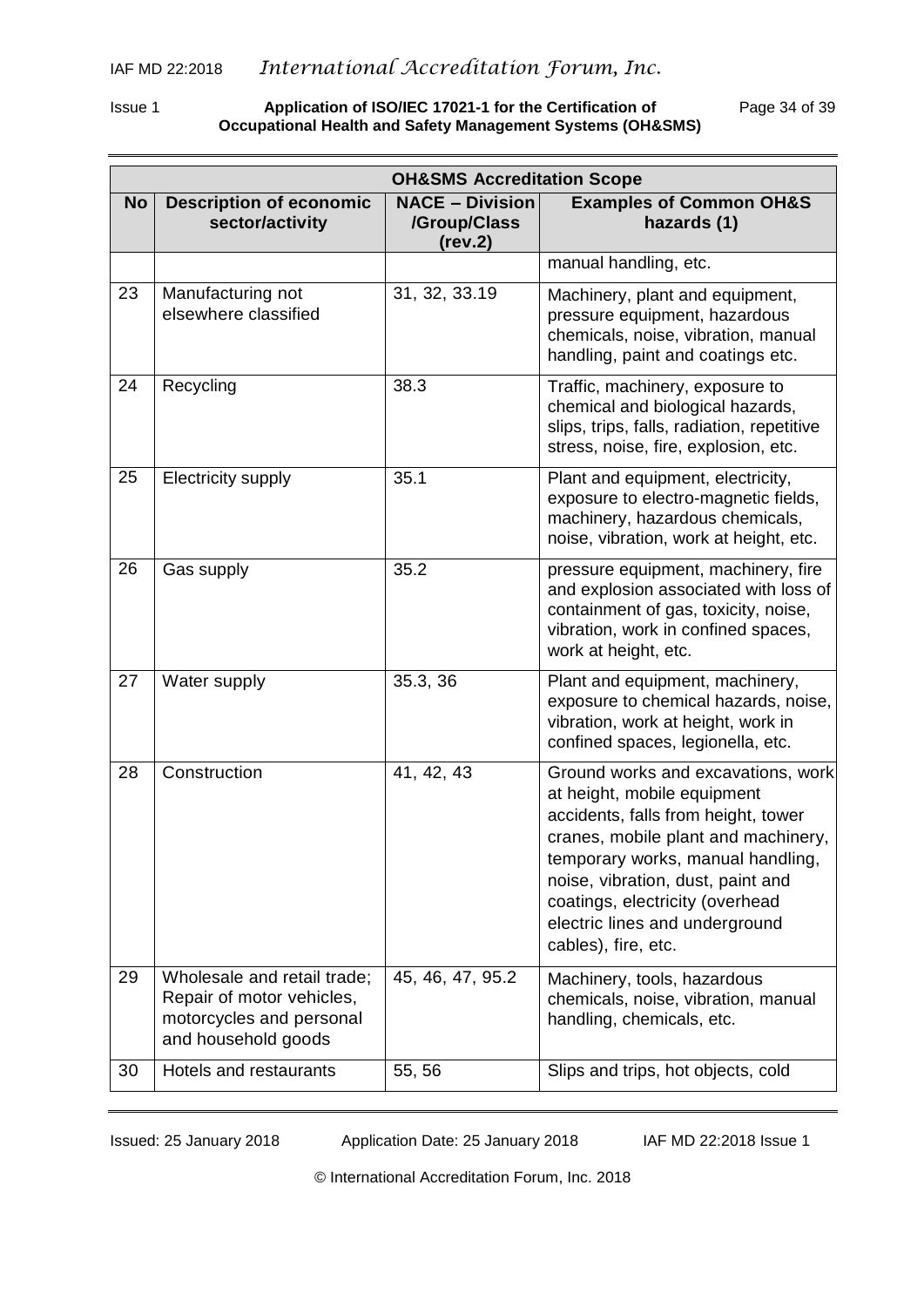| OH&SMS Accreditation Scope | | | |
|---|---|---|---|
| **No** | **Description of economic sector/activity** | **NACE – Division /Group/Class (rev.2)** | **Examples of Common OH&S hazards (1)** |
| | | | manual handling, etc. |
| 23 | Manufacturing not elsewhere classified | 31, 32, 33.19 | Machinery, plant and equipment, pressure equipment, hazardous chemicals, noise, vibration, manual handling, paint and coatings etc. |
| 24 | Recycling | 38.3 | Traffic, machinery, exposure to chemical and biological hazards, slips, trips, falls, radiation, repetitive stress, noise, fire, explosion, etc. |
| 25 | Electricity supply | 35.1 | Plant and equipment, electricity, exposure to electro-magnetic fields, machinery, hazardous chemicals, noise, vibration, work at height, etc. |
| 26 | Gas supply | 35.2 | pressure equipment, machinery, fire and explosion associated with loss of containment of gas, toxicity, noise, vibration, work in confined spaces, work at height, etc. |
| 27 | Water supply | 35.3, 36 | Plant and equipment, machinery, exposure to chemical hazards, noise, vibration, work at height, work in confined spaces, legionella, etc. |
| 28 | Construction | 41, 42, 43 | Ground works and excavations, work at height, mobile equipment accidents, falls from height, tower cranes, mobile plant and machinery, temporary works, manual handling, noise, vibration, dust, paint and coatings, electricity (overhead electric lines and underground cables), fire, etc. |
| 29 | Wholesale and retail trade; Repair of motor vehicles, motorcycles and personal and household goods | 45, 46, 47, 95.2 | Machinery, tools, hazardous chemicals, noise, vibration, manual handling, chemicals, etc. |
| 30 | Hotels and restaurants | 55, 56 | Slips and trips, hot objects, cold |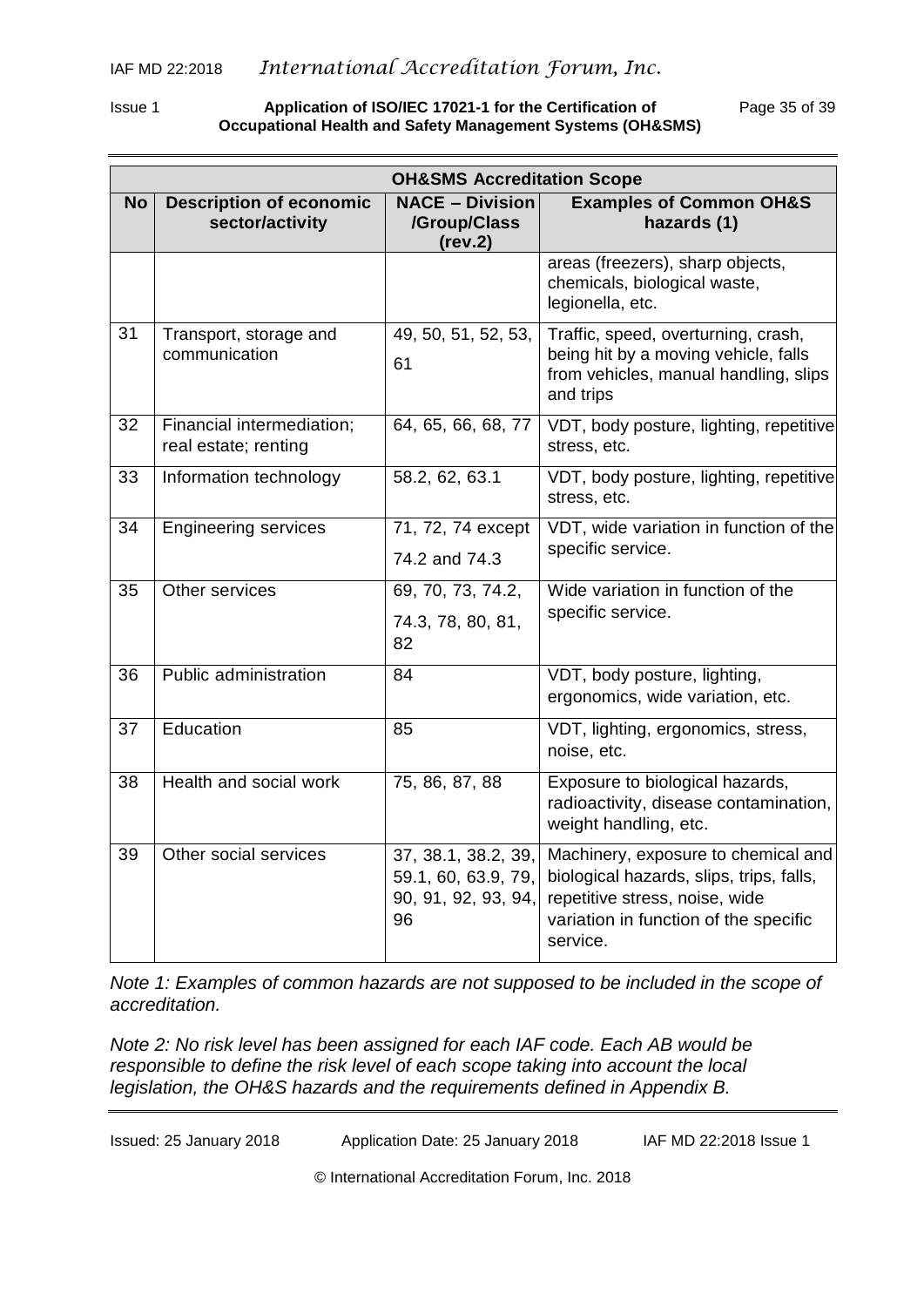| OH&SMS Accreditation Scope | | | |
|---|---|---|---|
| **No** | **Description of economic sector/activity** | **NACE – Division /Group/Class (rev.2)** | **Examples of Common OH&S hazards (1)** |
| | | | areas (freezers), sharp objects, chemicals, biological waste, legionella, etc. |
| 31 | Transport, storage and communication | 49, 50, 51, 52, 53, 61 | Traffic, speed, overturning, crash, being hit by a moving vehicle, falls from vehicles, manual handling, slips and trips |
| 32 | Financial intermediation; real estate; renting | 64, 65, 66, 68, 77 | VDT, body posture, lighting, repetitive stress, etc. |
| 33 | Information technology | 58.2, 62, 63.1 | VDT, body posture, lighting, repetitive stress, etc. |
| 34 | Engineering services | 71, 72, 74 except 74.2 and 74.3 | VDT, wide variation in function of the specific service. |
| 35 | Other services | 69, 70, 73, 74.2, 74.3, 78, 80, 81, 82 | Wide variation in function of the specific service. |
| 36 | Public administration | 84 | VDT, body posture, lighting, ergonomics, wide variation, etc. |
| 37 | Education | 85 | VDT, lighting, ergonomics, stress, noise, etc. |
| 38 | Health and social work | 75, 86, 87, 88 | Exposure to biological hazards, radioactivity, disease contamination, weight handling, etc. |
| 39 | Other social services | 37, 38.1, 38.2, 39, 59.1, 60, 63.9, 79, 90, 91, 92, 93, 94, 96 | Machinery, exposure to chemical and biological hazards, slips, trips, falls, repetitive stress, noise, wide variation in function of the specific service. |

*Note 1: Examples of common hazards are not supposed to be included in the scope of accreditation.*

*Note 2: No risk level has been assigned for each IAF code. Each AB would be responsible to define the risk level of each scope taking into account the local legislation, the OH&S hazards and the requirements defined in Appendix B.*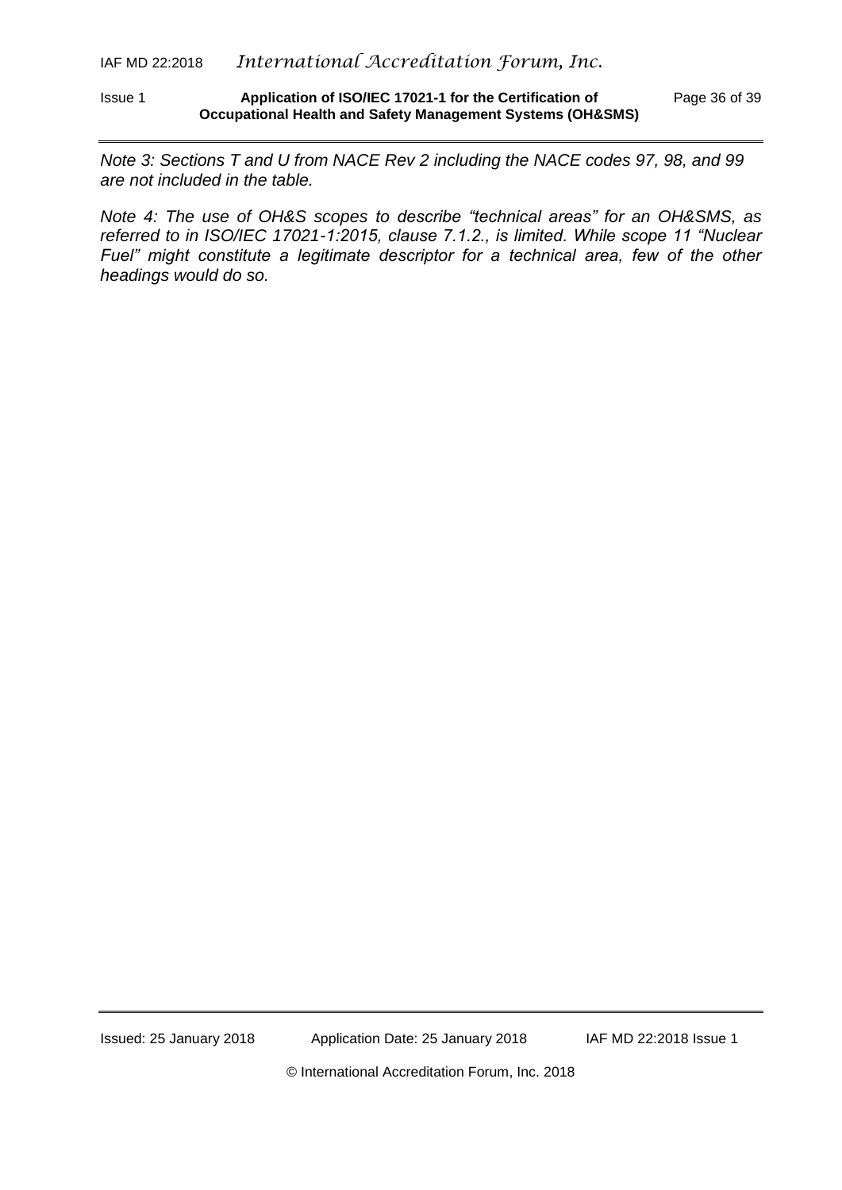*Note 3: Sections T and U from NACE Rev 2 including the NACE codes 97, 98, and 99 are not included in the table.*

*Note 4: The use of OH&S scopes to describe "technical areas" for an OH&SMS, as referred to in ISO/IEC 17021-1:2015, clause 7.1.2., is limited. While scope 11 "Nuclear Fuel" might constitute a legitimate descriptor for a technical area, few of the other headings would do so.*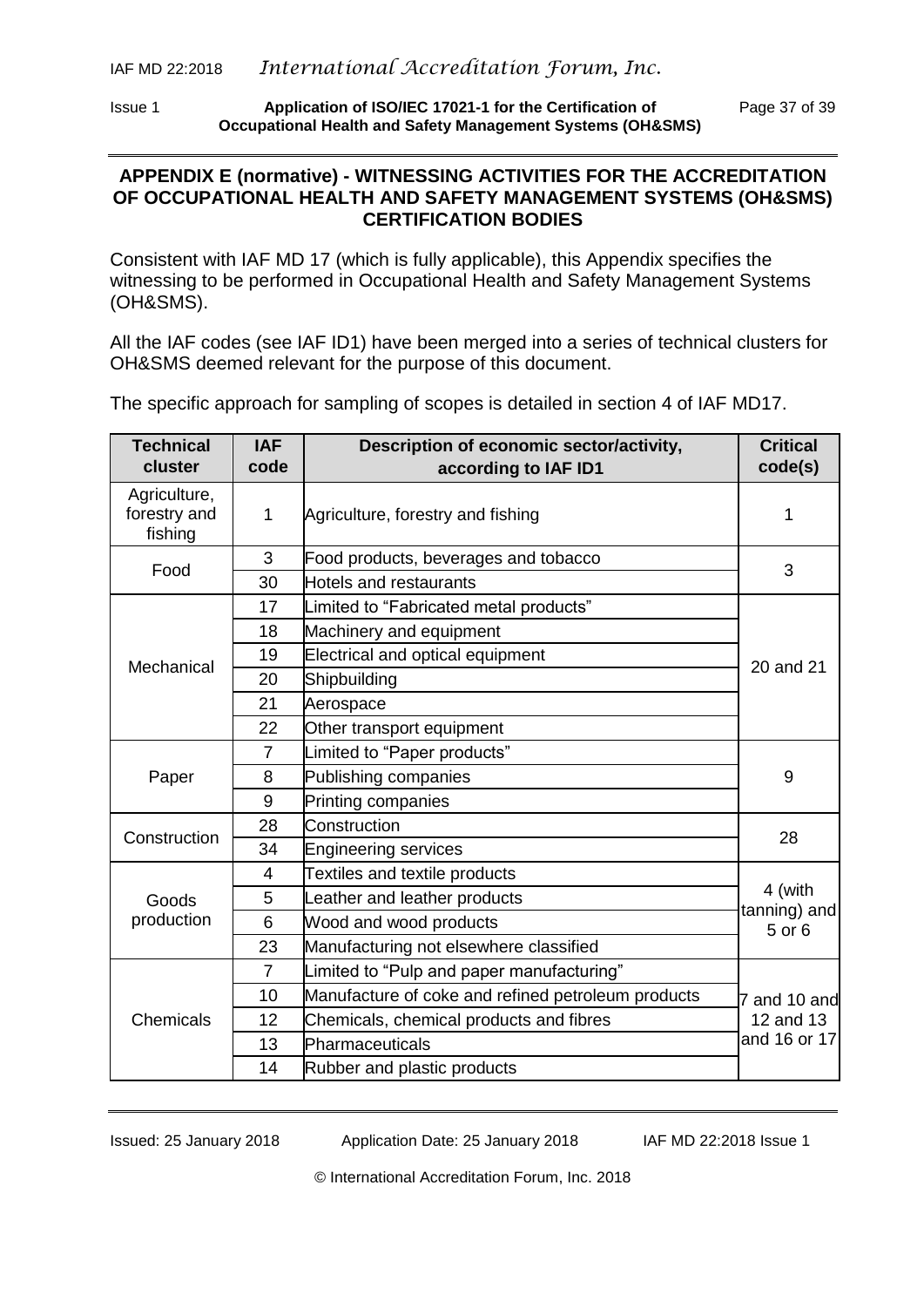## APPENDIX E (normative) - WITNESSING ACTIVITIES FOR THE ACCREDITATION OF OCCUPATIONAL HEALTH AND SAFETY MANAGEMENT SYSTEMS (OH&SMS) CERTIFICATION BODIES

Consistent with IAF MD 17 (which is fully applicable), this Appendix specifies the witnessing to be performed in Occupational Health and Safety Management Systems (OH&SMS).

All the IAF codes (see IAF ID1) have been merged into a series of technical clusters for OH&SMS deemed relevant for the purpose of this document.

The specific approach for sampling of scopes is detailed in section 4 of IAF MD17.

| Technical cluster | IAF code | Description of economic sector/activity, according to IAF ID1 | Critical code(s) |
|---|---|---|---|
| Agriculture, forestry and fishing | 1 | Agriculture, forestry and fishing | 1 |
| Food | 3 | Food products, beverages and tobacco | 3 |
| | 30 | Hotels and restaurants | |
| Mechanical | 17 | Limited to "Fabricated metal products" | 20 and 21 |
| | 18 | Machinery and equipment | |
| | 19 | Electrical and optical equipment | |
| | 20 | Shipbuilding | |
| | 21 | Aerospace | |
| | 22 | Other transport equipment | |
| Paper | 7 | Limited to "Paper products" | 9 |
| | 8 | Publishing companies | |
| | 9 | Printing companies | |
| Construction | 28 | Construction | 28 |
| | 34 | Engineering services | |
| Goods production | 4 | Textiles and textile products | 4 (with tanning) and 5 or 6 |
| | 5 | Leather and leather products | |
| | 6 | Wood and wood products | |
| | 23 | Manufacturing not elsewhere classified | |
| Chemicals | 7 | Limited to "Pulp and paper manufacturing" | 7 and 10 and 12 and 13 and 16 or 17 |
| | 10 | Manufacture of coke and refined petroleum products | |
| | 12 | Chemicals, chemical products and fibres | |
| | 13 | Pharmaceuticals | |
| | 14 | Rubber and plastic products | |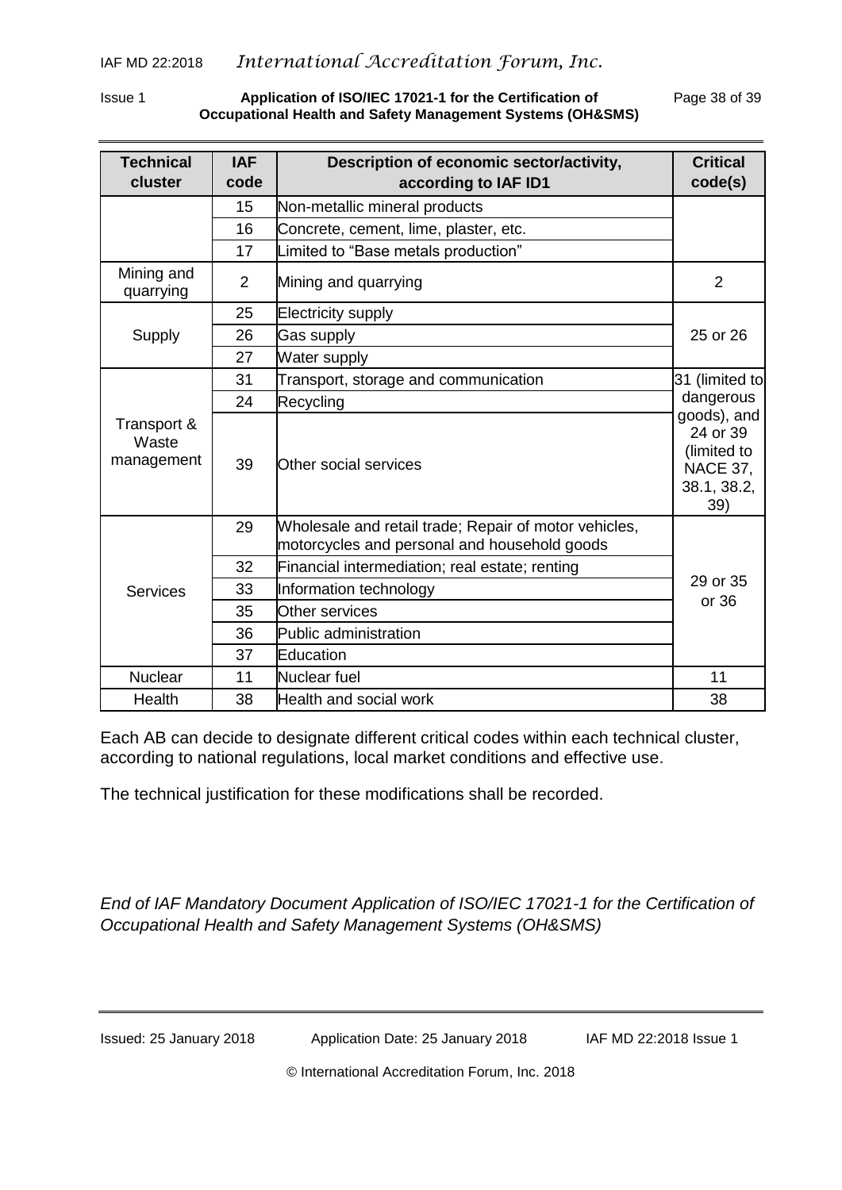| Technical cluster | IAF code | Description of economic sector/activity, according to IAF ID1 | Critical code(s) |
|---|---|---|---|
| | 15 | Non-metallic mineral products | |
| | 16 | Concrete, cement, lime, plaster, etc. | |
| | 17 | Limited to "Base metals production" | |
| Mining and quarrying | 2 | Mining and quarrying | 2 |
| Supply | 25 | Electricity supply | 25 or 26 |
| | 26 | Gas supply | |
| | 27 | Water supply | |
| Transport & Waste management | 31 | Transport, storage and communication | 31 (limited to dangerous goods), and 24 or 39 (limited to NACE 37, 38.1, 38.2, 39) |
| | 24 | Recycling | |
| | 39 | Other social services | |
| Services | 29 | Wholesale and retail trade; Repair of motor vehicles, motorcycles and personal and household goods | 29 or 35 or 36 |
| | 32 | Financial intermediation; real estate; renting | |
| | 33 | Information technology | |
| | 35 | Other services | |
| | 36 | Public administration | |
| | 37 | Education | |
| Nuclear | 11 | Nuclear fuel | 11 |
| Health | 38 | Health and social work | 38 |

Each AB can decide to designate different critical codes within each technical cluster, according to national regulations, local market conditions and effective use.

The technical justification for these modifications shall be recorded.

*End of IAF Mandatory Document Application of ISO/IEC 17021-1 for the Certification of Occupational Health and Safety Management Systems (OH&SMS)*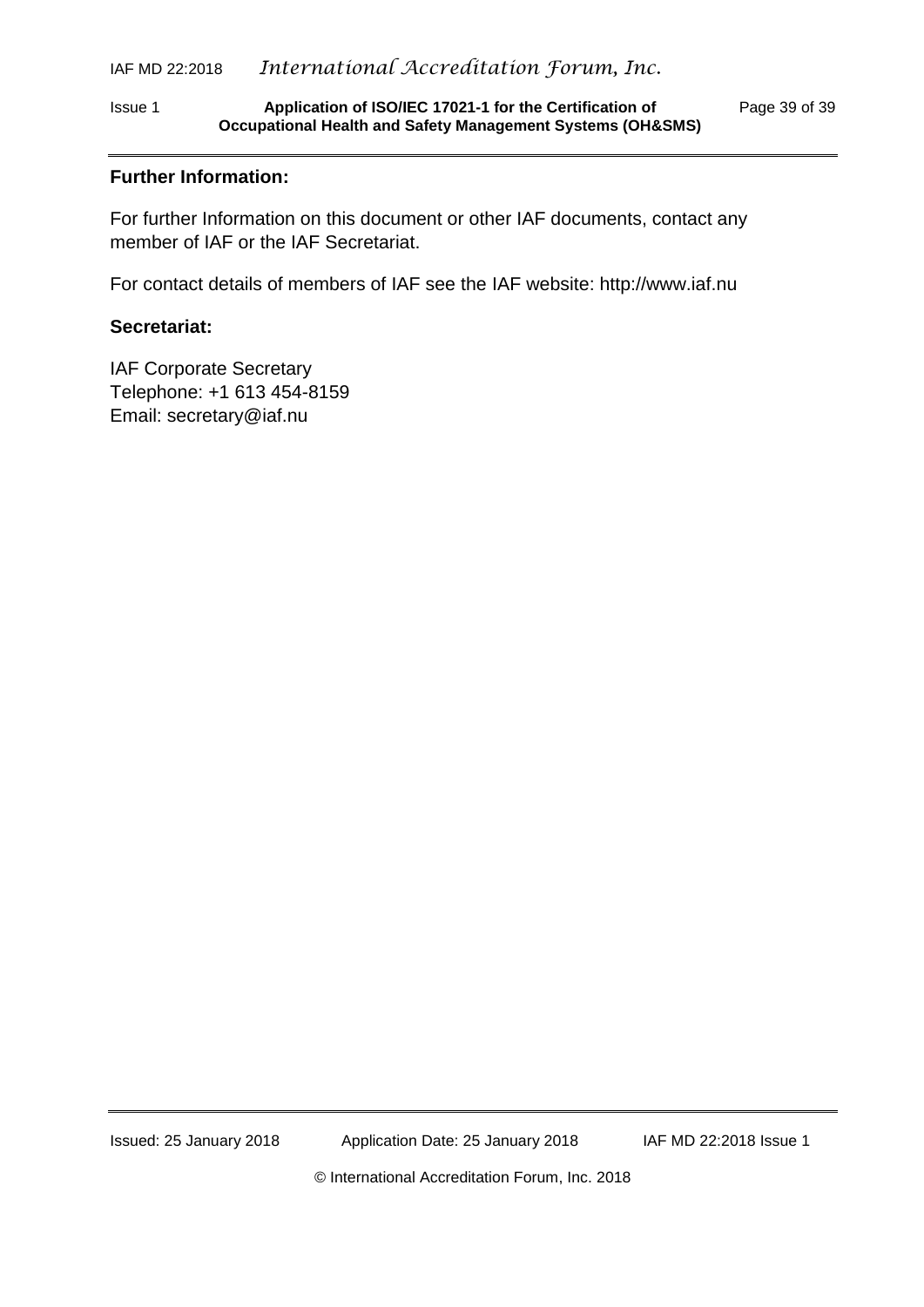**Further Information:**

For further Information on this document or other IAF documents, contact any member of IAF or the IAF Secretariat.

For contact details of members of IAF see the IAF website: http://www.iaf.nu

**Secretariat:**

IAF Corporate Secretary
Telephone: +1 613 454-8159
Email: secretary@iaf.nu